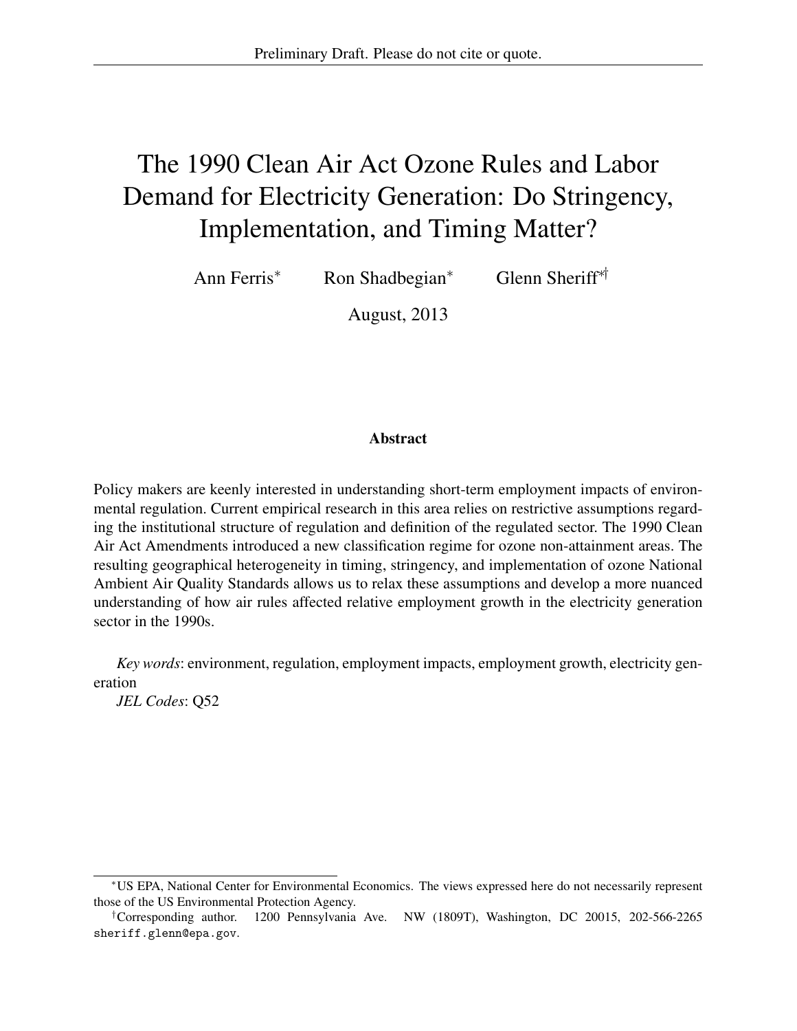Preliminary Draft. Please do not cite or quote.

# The 1990 Clean Air Act Ozone Rules and Labor Demand for Electricity Generation: Do Stringency, Implementation, and Timing Matter?

Ann Ferris[*] Ron Shadbegian[*] Glenn Sheriff[*†]

August, 2013

## Abstract

Policy makers are keenly interested in understanding short-term employment impacts of environmental regulation. Current empirical research in this area relies on restrictive assumptions regarding the institutional structure of regulation and definition of the regulated sector. The 1990 Clean Air Act Amendments introduced a new classification regime for ozone non-attainment areas. The resulting geographical heterogeneity in timing, stringency, and implementation of ozone National Ambient Air Quality Standards allows us to relax these assumptions and develop a more nuanced understanding of how air rules affected relative employment growth in the electricity generation sector in the 1990s.

*Key words*: environment, regulation, employment impacts, employment growth, electricity generation

*JEL Codes*: Q52

---

[*] US EPA, National Center for Environmental Economics. The views expressed here do not necessarily represent those of the US Environmental Protection Agency.

[†] Corresponding author. 1200 Pennsylvania Ave. NW (1809T), Washington, DC 20015, 202-566-2265 sheriff.glenn@epa.gov.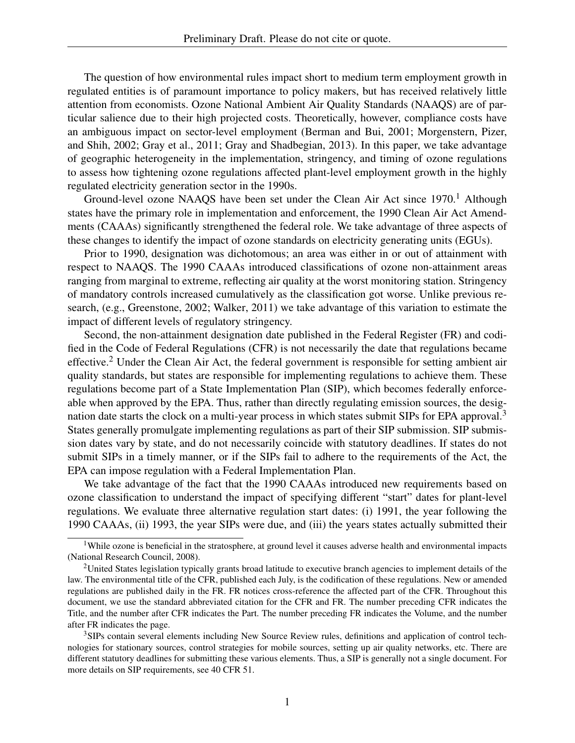The question of how environmental rules impact short to medium term employment growth in regulated entities is of paramount importance to policy makers, but has received relatively little attention from economists. Ozone National Ambient Air Quality Standards (NAAQS) are of particular salience due to their high projected costs. Theoretically, however, compliance costs have an ambiguous impact on sector-level employment (Berman and Bui, 2001; Morgenstern, Pizer, and Shih, 2002; Gray et al., 2011; Gray and Shadbegian, 2013). In this paper, we take advantage of geographic heterogeneity in the implementation, stringency, and timing of ozone regulations to assess how tightening ozone regulations affected plant-level employment growth in the highly regulated electricity generation sector in the 1990s.

Ground-level ozone NAAQS have been set under the Clean Air Act since 1970.[1] Although states have the primary role in implementation and enforcement, the 1990 Clean Air Act Amendments (CAAAs) significantly strengthened the federal role. We take advantage of three aspects of these changes to identify the impact of ozone standards on electricity generating units (EGUs).

Prior to 1990, designation was dichotomous; an area was either in or out of attainment with respect to NAAQS. The 1990 CAAAs introduced classifications of ozone non-attainment areas ranging from marginal to extreme, reflecting air quality at the worst monitoring station. Stringency of mandatory controls increased cumulatively as the classification got worse. Unlike previous research, (e.g., Greenstone, 2002; Walker, 2011) we take advantage of this variation to estimate the impact of different levels of regulatory stringency.

Second, the non-attainment designation date published in the Federal Register (FR) and codified in the Code of Federal Regulations (CFR) is not necessarily the date that regulations became effective.[2] Under the Clean Air Act, the federal government is responsible for setting ambient air quality standards, but states are responsible for implementing regulations to achieve them. These regulations become part of a State Implementation Plan (SIP), which becomes federally enforceable when approved by the EPA. Thus, rather than directly regulating emission sources, the designation date starts the clock on a multi-year process in which states submit SIPs for EPA approval.[3] States generally promulgate implementing regulations as part of their SIP submission. SIP submission dates vary by state, and do not necessarily coincide with statutory deadlines. If states do not submit SIPs in a timely manner, or if the SIPs fail to adhere to the requirements of the Act, the EPA can impose regulation with a Federal Implementation Plan.

We take advantage of the fact that the 1990 CAAAs introduced new requirements based on ozone classification to understand the impact of specifying different "start" dates for plant-level regulations. We evaluate three alternative regulation start dates: (i) 1991, the year following the 1990 CAAAs, (ii) 1993, the year SIPs were due, and (iii) the years states actually submitted their

[1] While ozone is beneficial in the stratosphere, at ground level it causes adverse health and environmental impacts (National Research Council, 2008).

[2] United States legislation typically grants broad latitude to executive branch agencies to implement details of the law. The environmental title of the CFR, published each July, is the codification of these regulations. New or amended regulations are published daily in the FR. FR notices cross-reference the affected part of the CFR. Throughout this document, we use the standard abbreviated citation for the CFR and FR. The number preceding CFR indicates the Title, and the number after CFR indicates the Part. The number preceding FR indicates the Volume, and the number after FR indicates the page.

[3] SIPs contain several elements including New Source Review rules, definitions and application of control technologies for stationary sources, control strategies for mobile sources, setting up air quality networks, etc. There are different statutory deadlines for submitting these various elements. Thus, a SIP is generally not a single document. For more details on SIP requirements, see 40 CFR 51.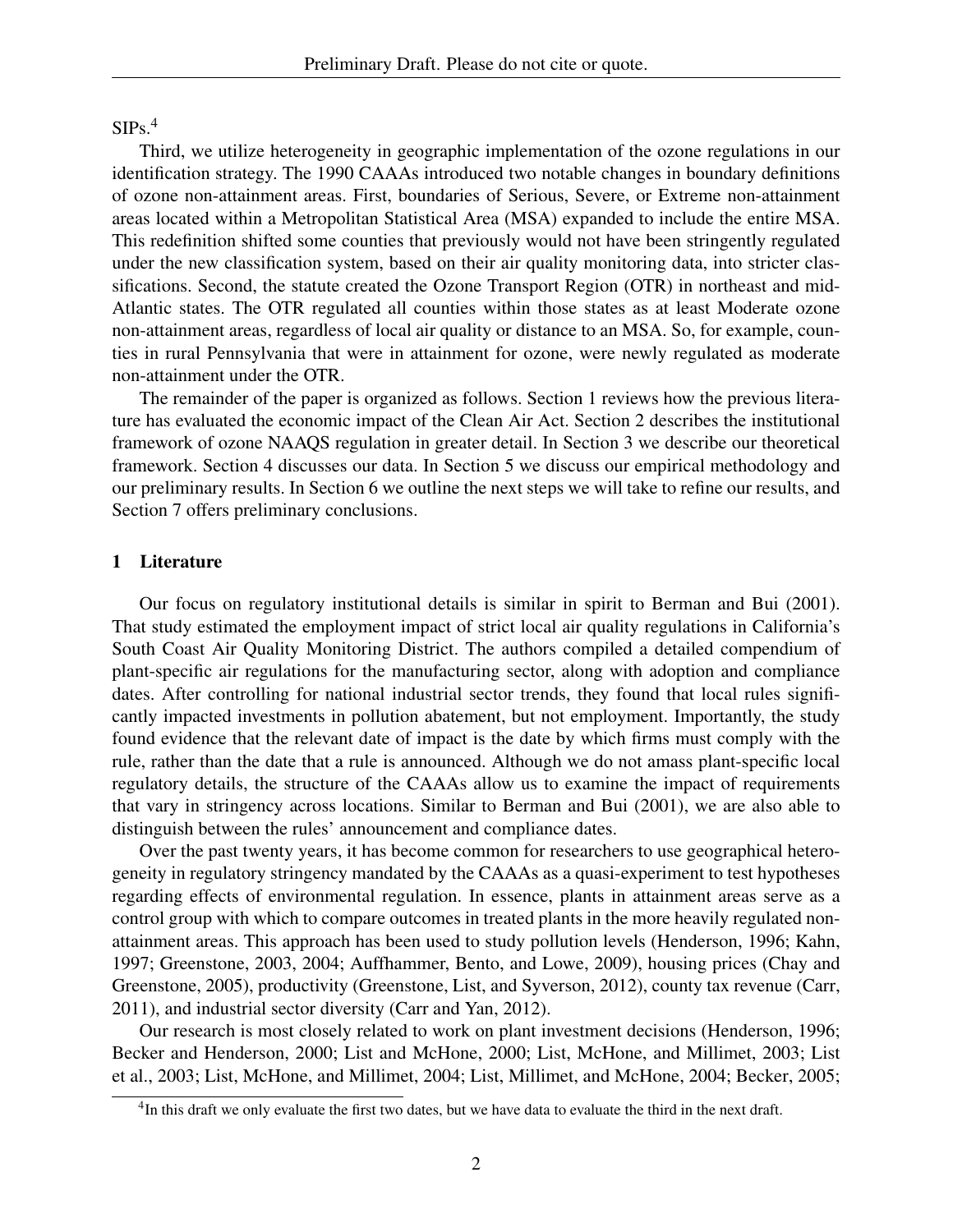SIPs.[4]

Third, we utilize heterogeneity in geographic implementation of the ozone regulations in our identification strategy. The 1990 CAAAs introduced two notable changes in boundary definitions of ozone non-attainment areas. First, boundaries of Serious, Severe, or Extreme non-attainment areas located within a Metropolitan Statistical Area (MSA) expanded to include the entire MSA. This redefinition shifted some counties that previously would not have been stringently regulated under the new classification system, based on their air quality monitoring data, into stricter classifications. Second, the statute created the Ozone Transport Region (OTR) in northeast and mid-Atlantic states. The OTR regulated all counties within those states as at least Moderate ozone non-attainment areas, regardless of local air quality or distance to an MSA. So, for example, counties in rural Pennsylvania that were in attainment for ozone, were newly regulated as moderate non-attainment under the OTR.

The remainder of the paper is organized as follows. Section 1 reviews how the previous literature has evaluated the economic impact of the Clean Air Act. Section 2 describes the institutional framework of ozone NAAQS regulation in greater detail. In Section 3 we describe our theoretical framework. Section 4 discusses our data. In Section 5 we discuss our empirical methodology and our preliminary results. In Section 6 we outline the next steps we will take to refine our results, and Section 7 offers preliminary conclusions.

## 1 Literature

Our focus on regulatory institutional details is similar in spirit to Berman and Bui (2001). That study estimated the employment impact of strict local air quality regulations in California's South Coast Air Quality Monitoring District. The authors compiled a detailed compendium of plant-specific air regulations for the manufacturing sector, along with adoption and compliance dates. After controlling for national industrial sector trends, they found that local rules significantly impacted investments in pollution abatement, but not employment. Importantly, the study found evidence that the relevant date of impact is the date by which firms must comply with the rule, rather than the date that a rule is announced. Although we do not amass plant-specific local regulatory details, the structure of the CAAAs allow us to examine the impact of requirements that vary in stringency across locations. Similar to Berman and Bui (2001), we are also able to distinguish between the rules' announcement and compliance dates.

Over the past twenty years, it has become common for researchers to use geographical heterogeneity in regulatory stringency mandated by the CAAAs as a quasi-experiment to test hypotheses regarding effects of environmental regulation. In essence, plants in attainment areas serve as a control group with which to compare outcomes in treated plants in the more heavily regulated non-attainment areas. This approach has been used to study pollution levels (Henderson, 1996; Kahn, 1997; Greenstone, 2003, 2004; Auffhammer, Bento, and Lowe, 2009), housing prices (Chay and Greenstone, 2005), productivity (Greenstone, List, and Syverson, 2012), county tax revenue (Carr, 2011), and industrial sector diversity (Carr and Yan, 2012).

Our research is most closely related to work on plant investment decisions (Henderson, 1996; Becker and Henderson, 2000; List and McHone, 2000; List, McHone, and Millimet, 2003; List et al., 2003; List, McHone, and Millimet, 2004; List, Millimet, and McHone, 2004; Becker, 2005;

[4] In this draft we only evaluate the first two dates, but we have data to evaluate the third in the next draft.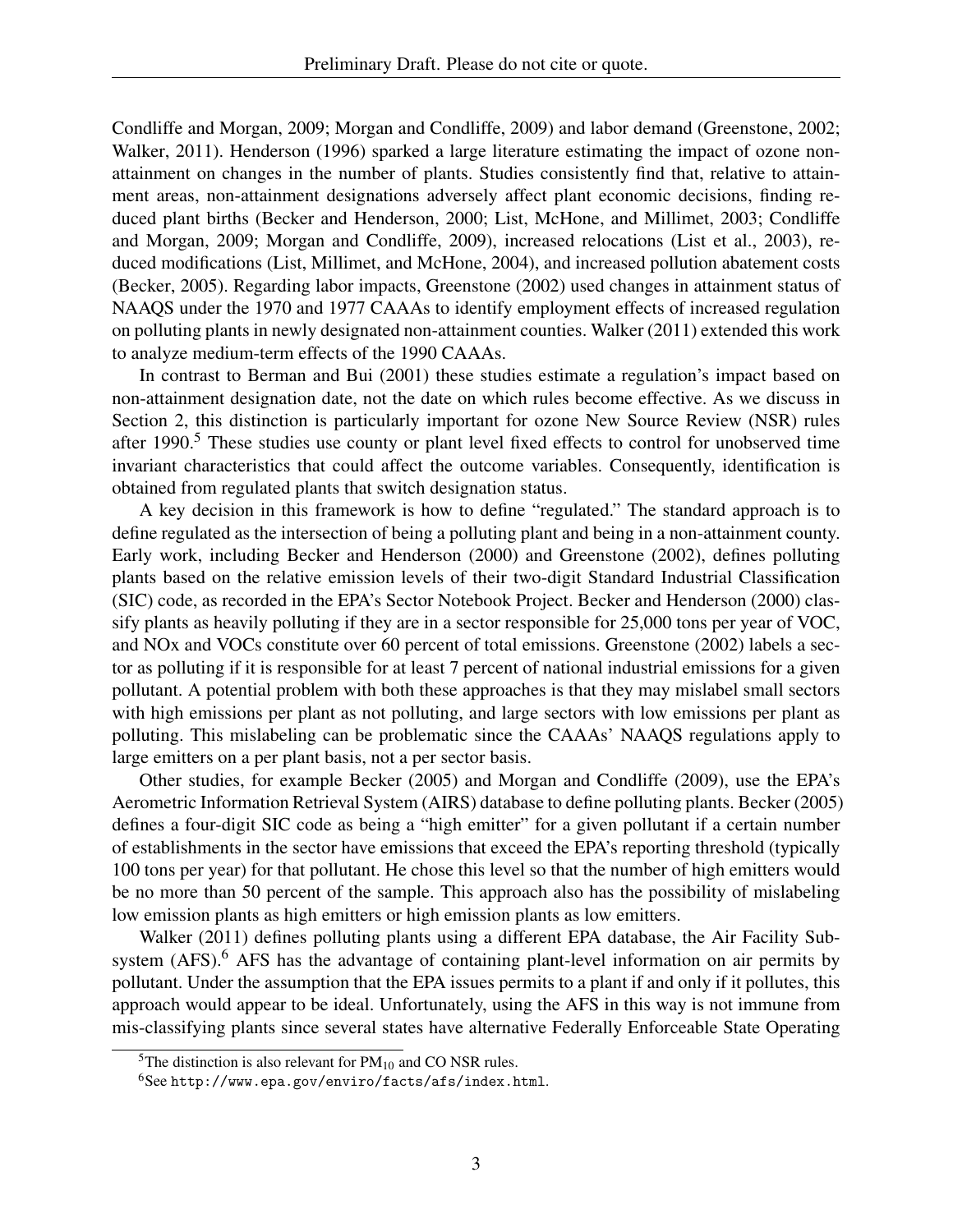Condliffe and Morgan, 2009; Morgan and Condliffe, 2009) and labor demand (Greenstone, 2002; Walker, 2011). Henderson (1996) sparked a large literature estimating the impact of ozone non-attainment on changes in the number of plants. Studies consistently find that, relative to attainment areas, non-attainment designations adversely affect plant economic decisions, finding reduced plant births (Becker and Henderson, 2000; List, McHone, and Millimet, 2003; Condliffe and Morgan, 2009; Morgan and Condliffe, 2009), increased relocations (List et al., 2003), reduced modifications (List, Millimet, and McHone, 2004), and increased pollution abatement costs (Becker, 2005). Regarding labor impacts, Greenstone (2002) used changes in attainment status of NAAQS under the 1970 and 1977 CAAAs to identify employment effects of increased regulation on polluting plants in newly designated non-attainment counties. Walker (2011) extended this work to analyze medium-term effects of the 1990 CAAAs.

In contrast to Berman and Bui (2001) these studies estimate a regulation's impact based on non-attainment designation date, not the date on which rules become effective. As we discuss in Section 2, this distinction is particularly important for ozone New Source Review (NSR) rules after 1990.[5] These studies use county or plant level fixed effects to control for unobserved time invariant characteristics that could affect the outcome variables. Consequently, identification is obtained from regulated plants that switch designation status.

A key decision in this framework is how to define "regulated." The standard approach is to define regulated as the intersection of being a polluting plant and being in a non-attainment county. Early work, including Becker and Henderson (2000) and Greenstone (2002), defines polluting plants based on the relative emission levels of their two-digit Standard Industrial Classification (SIC) code, as recorded in the EPA's Sector Notebook Project. Becker and Henderson (2000) classify plants as heavily polluting if they are in a sector responsible for 25,000 tons per year of VOC, and NOx and VOCs constitute over 60 percent of total emissions. Greenstone (2002) labels a sector as polluting if it is responsible for at least 7 percent of national industrial emissions for a given pollutant. A potential problem with both these approaches is that they may mislabel small sectors with high emissions per plant as not polluting, and large sectors with low emissions per plant as polluting. This mislabeling can be problematic since the CAAAs' NAAQS regulations apply to large emitters on a per plant basis, not a per sector basis.

Other studies, for example Becker (2005) and Morgan and Condliffe (2009), use the EPA's Aerometric Information Retrieval System (AIRS) database to define polluting plants. Becker (2005) defines a four-digit SIC code as being a "high emitter" for a given pollutant if a certain number of establishments in the sector have emissions that exceed the EPA's reporting threshold (typically 100 tons per year) for that pollutant. He chose this level so that the number of high emitters would be no more than 50 percent of the sample. This approach also has the possibility of mislabeling low emission plants as high emitters or high emission plants as low emitters.

Walker (2011) defines polluting plants using a different EPA database, the Air Facility Subsystem (AFS).[6] AFS has the advantage of containing plant-level information on air permits by pollutant. Under the assumption that the EPA issues permits to a plant if and only if it pollutes, this approach would appear to be ideal. Unfortunately, using the AFS in this way is not immune from mis-classifying plants since several states have alternative Federally Enforceable State Operating

[5] The distinction is also relevant for $PM_{10}$ and CO NSR rules.

[6] See http://www.epa.gov/enviro/facts/afs/index.html.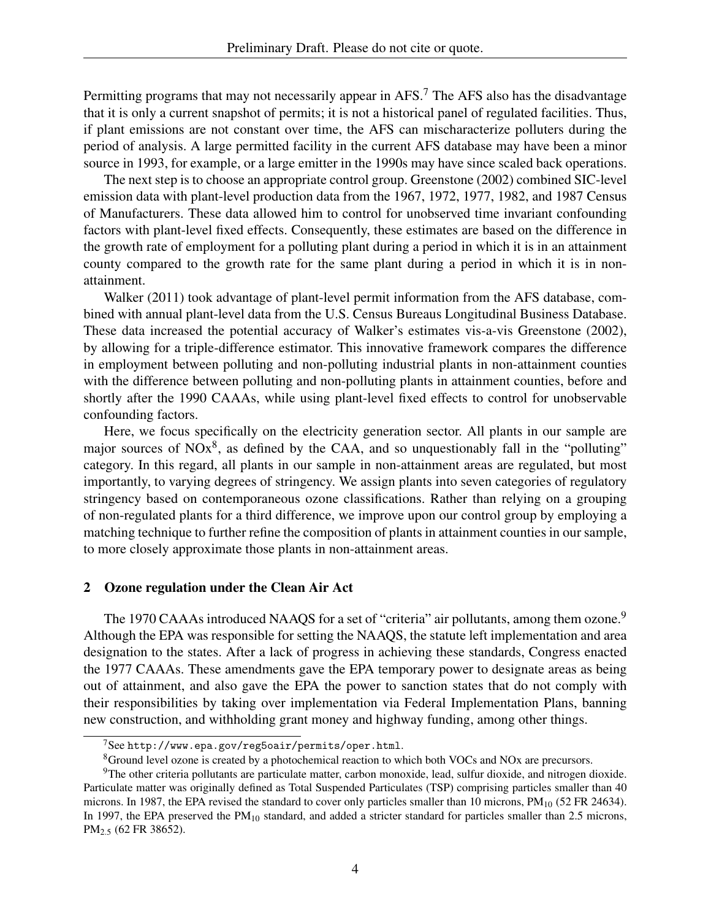Permitting programs that may not necessarily appear in AFS.[7] The AFS also has the disadvantage that it is only a current snapshot of permits; it is not a historical panel of regulated facilities. Thus, if plant emissions are not constant over time, the AFS can mischaracterize polluters during the period of analysis. A large permitted facility in the current AFS database may have been a minor source in 1993, for example, or a large emitter in the 1990s may have since scaled back operations.

The next step is to choose an appropriate control group. Greenstone (2002) combined SIC-level emission data with plant-level production data from the 1967, 1972, 1977, 1982, and 1987 Census of Manufacturers. These data allowed him to control for unobserved time invariant confounding factors with plant-level fixed effects. Consequently, these estimates are based on the difference in the growth rate of employment for a polluting plant during a period in which it is in an attainment county compared to the growth rate for the same plant during a period in which it is in non-attainment.

Walker (2011) took advantage of plant-level permit information from the AFS database, combined with annual plant-level data from the U.S. Census Bureaus Longitudinal Business Database. These data increased the potential accuracy of Walker's estimates vis-a-vis Greenstone (2002), by allowing for a triple-difference estimator. This innovative framework compares the difference in employment between polluting and non-polluting industrial plants in non-attainment counties with the difference between polluting and non-polluting plants in attainment counties, before and shortly after the 1990 CAAAs, while using plant-level fixed effects to control for unobservable confounding factors.

Here, we focus specifically on the electricity generation sector. All plants in our sample are major sources of NOx[8], as defined by the CAA, and so unquestionably fall in the "polluting" category. In this regard, all plants in our sample in non-attainment areas are regulated, but most importantly, to varying degrees of stringency. We assign plants into seven categories of regulatory stringency based on contemporaneous ozone classifications. Rather than relying on a grouping of non-regulated plants for a third difference, we improve upon our control group by employing a matching technique to further refine the composition of plants in attainment counties in our sample, to more closely approximate those plants in non-attainment areas.

## 2 Ozone regulation under the Clean Air Act

The 1970 CAAAs introduced NAAQS for a set of "criteria" air pollutants, among them ozone.[9] Although the EPA was responsible for setting the NAAQS, the statute left implementation and area designation to the states. After a lack of progress in achieving these standards, Congress enacted the 1977 CAAAs. These amendments gave the EPA temporary power to designate areas as being out of attainment, and also gave the EPA the power to sanction states that do not comply with their responsibilities by taking over implementation via Federal Implementation Plans, banning new construction, and withholding grant money and highway funding, among other things.

---

[7] See `http://www.epa.gov/reg5oair/permits/oper.html`.

[8] Ground level ozone is created by a photochemical reaction to which both VOCs and NOx are precursors.

[9] The other criteria pollutants are particulate matter, carbon monoxide, lead, sulfur dioxide, and nitrogen dioxide. Particulate matter was originally defined as Total Suspended Particulates (TSP) comprising particles smaller than 40 microns. In 1987, the EPA revised the standard to cover only particles smaller than 10 microns, $PM_{10}$ (52 FR 24634). In 1997, the EPA preserved the $PM_{10}$ standard, and added a stricter standard for particles smaller than 2.5 microns, $PM_{2.5}$ (62 FR 38652).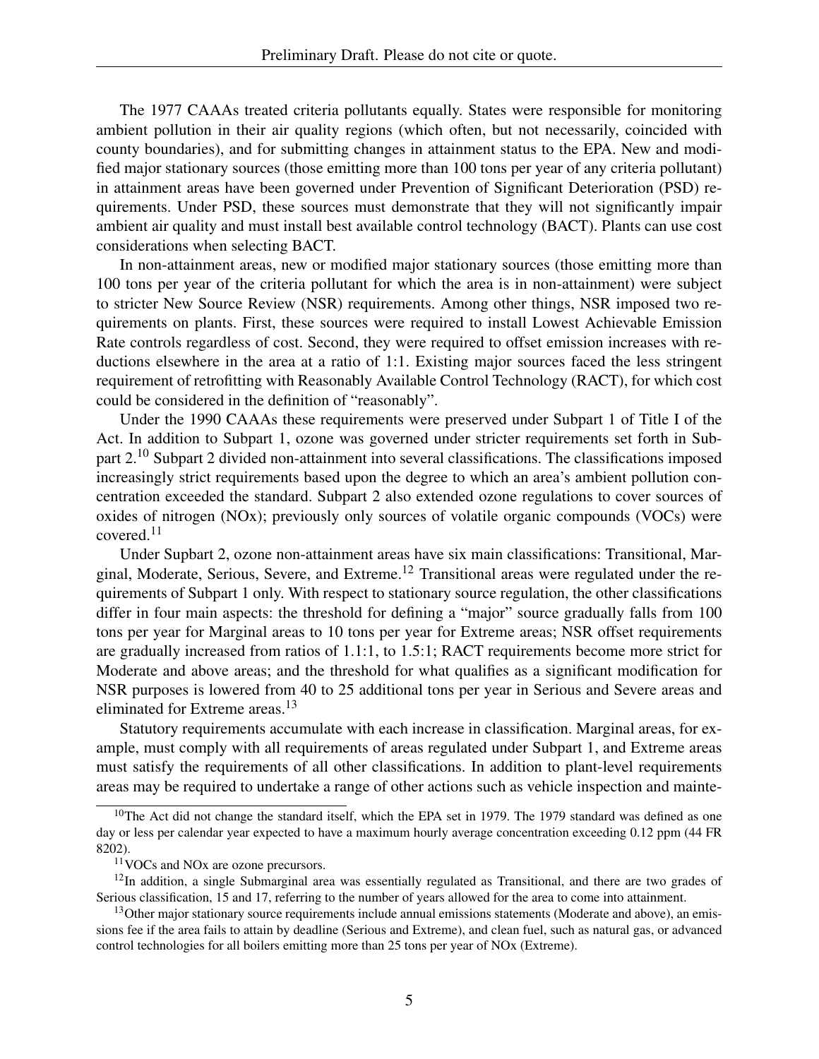The 1977 CAAAs treated criteria pollutants equally. States were responsible for monitoring ambient pollution in their air quality regions (which often, but not necessarily, coincided with county boundaries), and for submitting changes in attainment status to the EPA. New and modified major stationary sources (those emitting more than 100 tons per year of any criteria pollutant) in attainment areas have been governed under Prevention of Significant Deterioration (PSD) requirements. Under PSD, these sources must demonstrate that they will not significantly impair ambient air quality and must install best available control technology (BACT). Plants can use cost considerations when selecting BACT.

In non-attainment areas, new or modified major stationary sources (those emitting more than 100 tons per year of the criteria pollutant for which the area is in non-attainment) were subject to stricter New Source Review (NSR) requirements. Among other things, NSR imposed two requirements on plants. First, these sources were required to install Lowest Achievable Emission Rate controls regardless of cost. Second, they were required to offset emission increases with reductions elsewhere in the area at a ratio of 1:1. Existing major sources faced the less stringent requirement of retrofitting with Reasonably Available Control Technology (RACT), for which cost could be considered in the definition of "reasonably".

Under the 1990 CAAAs these requirements were preserved under Subpart 1 of Title I of the Act. In addition to Subpart 1, ozone was governed under stricter requirements set forth in Subpart 2.[10] Subpart 2 divided non-attainment into several classifications. The classifications imposed increasingly strict requirements based upon the degree to which an area's ambient pollution concentration exceeded the standard. Subpart 2 also extended ozone regulations to cover sources of oxides of nitrogen (NOx); previously only sources of volatile organic compounds (VOCs) were covered.[11]

Under Supbart 2, ozone non-attainment areas have six main classifications: Transitional, Marginal, Moderate, Serious, Severe, and Extreme.[12] Transitional areas were regulated under the requirements of Subpart 1 only. With respect to stationary source regulation, the other classifications differ in four main aspects: the threshold for defining a "major" source gradually falls from 100 tons per year for Marginal areas to 10 tons per year for Extreme areas; NSR offset requirements are gradually increased from ratios of 1.1:1, to 1.5:1; RACT requirements become more strict for Moderate and above areas; and the threshold for what qualifies as a significant modification for NSR purposes is lowered from 40 to 25 additional tons per year in Serious and Severe areas and eliminated for Extreme areas.[13]

Statutory requirements accumulate with each increase in classification. Marginal areas, for example, must comply with all requirements of areas regulated under Subpart 1, and Extreme areas must satisfy the requirements of all other classifications. In addition to plant-level requirements areas may be required to undertake a range of other actions such as vehicle inspection and mainte-

[10] The Act did not change the standard itself, which the EPA set in 1979. The 1979 standard was defined as one day or less per calendar year expected to have a maximum hourly average concentration exceeding 0.12 ppm (44 FR 8202).

[11] VOCs and NOx are ozone precursors.

[12] In addition, a single Submarginal area was essentially regulated as Transitional, and there are two grades of Serious classification, 15 and 17, referring to the number of years allowed for the area to come into attainment.

[13] Other major stationary source requirements include annual emissions statements (Moderate and above), an emissions fee if the area fails to attain by deadline (Serious and Extreme), and clean fuel, such as natural gas, or advanced control technologies for all boilers emitting more than 25 tons per year of NOx (Extreme).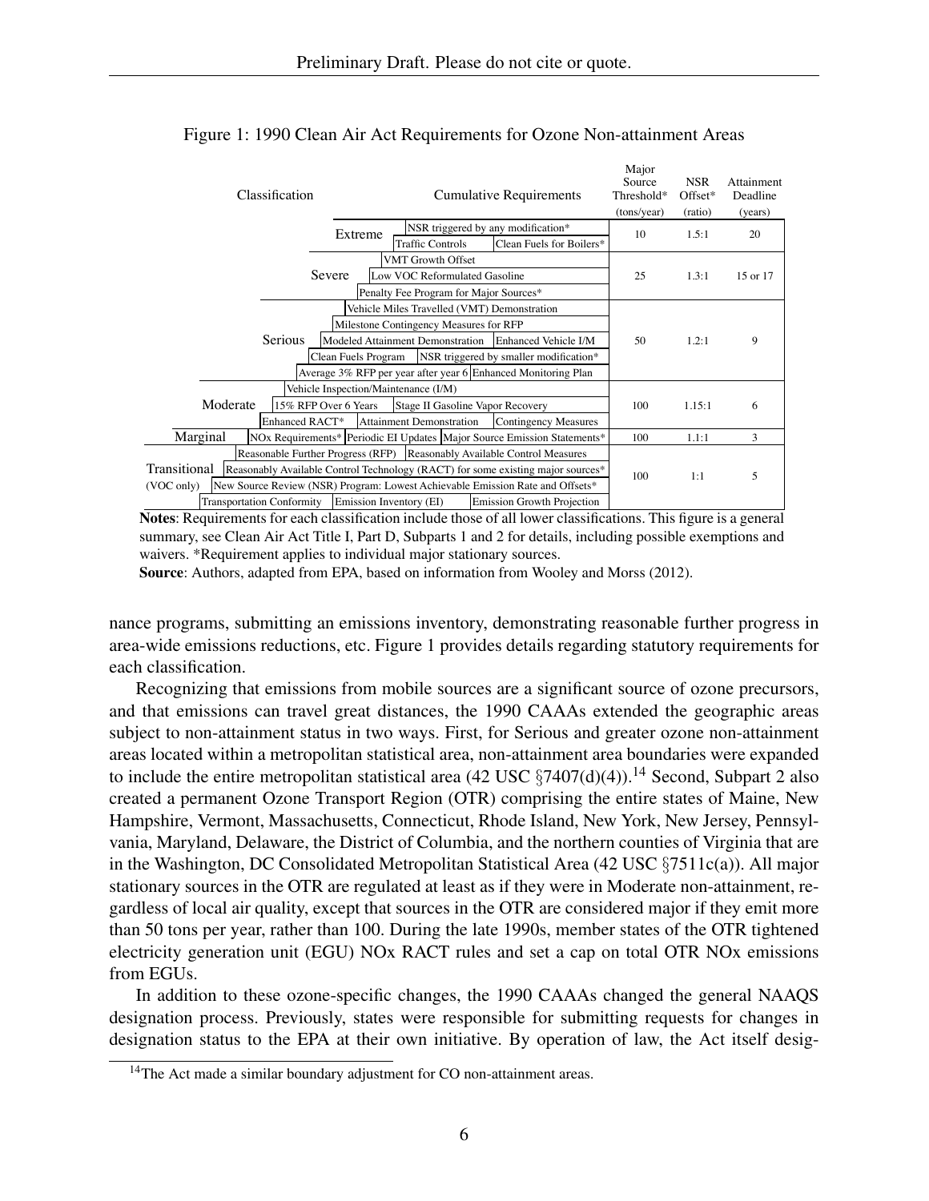Figure 1: 1990 Clean Air Act Requirements for Ozone Non-attainment Areas

| Classification | Cumulative Requirements | Major Source Threshold* (tons/year) | NSR Offset* (ratio) | Attainment Deadline (years) |
|---|---|---|---|---|
| Extreme | NSR triggered by any modification*; Traffic Controls; Clean Fuels for Boilers* | 10 | 1.5:1 | 20 |
| Severe | VMT Growth Offset; Low VOC Reformulated Gasoline; Penalty Fee Program for Major Sources* | 25 | 1.3:1 | 15 or 17 |
| Serious | Vehicle Miles Travelled (VMT) Demonstration; Milestone Contingency Measures for RFP; Modeled Attainment Demonstration; Enhanced Vehicle I/M; Clean Fuels Program; NSR triggered by smaller modification*; Average 3% RFP per year after year 6; Enhanced Monitoring Plan | 50 | 1.2:1 | 9 |
| Moderate | Vehicle Inspection/Maintenance (I/M); 15% RFP Over 6 Years; Stage II Gasoline Vapor Recovery; Enhanced RACT*; Attainment Demonstration; Contingency Measures | 100 | 1.15:1 | 6 |
| Marginal | NOx Requirements*; Periodic EI Updates; Major Source Emission Statements* | 100 | 1.1:1 | 3 |
| Transitional (VOC only) | Reasonable Further Progress (RFP); Reasonably Available Control Measures; Reasonably Available Control Technology (RACT) for some existing major sources*; New Source Review (NSR) Program: Lowest Achievable Emission Rate and Offsets*; Transportation Conformity; Emission Inventory (EI); Emission Growth Projection | 100 | 1:1 | 5 |

**Notes**: Requirements for each classification include those of all lower classifications. This figure is a general summary, see Clean Air Act Title I, Part D, Subparts 1 and 2 for details, including possible exemptions and waivers. *Requirement applies to individual major stationary sources.

**Source**: Authors, adapted from EPA, based on information from Wooley and Morss (2012).

nance programs, submitting an emissions inventory, demonstrating reasonable further progress in area-wide emissions reductions, etc. Figure 1 provides details regarding statutory requirements for each classification.

Recognizing that emissions from mobile sources are a significant source of ozone precursors, and that emissions can travel great distances, the 1990 CAAAs extended the geographic areas subject to non-attainment status in two ways. First, for Serious and greater ozone non-attainment areas located within a metropolitan statistical area, non-attainment area boundaries were expanded to include the entire metropolitan statistical area (42 USC §7407(d)(4)).[14] Second, Subpart 2 also created a permanent Ozone Transport Region (OTR) comprising the entire states of Maine, New Hampshire, Vermont, Massachusetts, Connecticut, Rhode Island, New York, New Jersey, Pennsylvania, Maryland, Delaware, the District of Columbia, and the northern counties of Virginia that are in the Washington, DC Consolidated Metropolitan Statistical Area (42 USC §7511c(a)). All major stationary sources in the OTR are regulated at least as if they were in Moderate non-attainment, regardless of local air quality, except that sources in the OTR are considered major if they emit more than 50 tons per year, rather than 100. During the late 1990s, member states of the OTR tightened electricity generation unit (EGU) NOx RACT rules and set a cap on total OTR NOx emissions from EGUs.

In addition to these ozone-specific changes, the 1990 CAAAs changed the general NAAQS designation process. Previously, states were responsible for submitting requests for changes in designation status to the EPA at their own initiative. By operation of law, the Act itself desig-

[14] The Act made a similar boundary adjustment for CO non-attainment areas.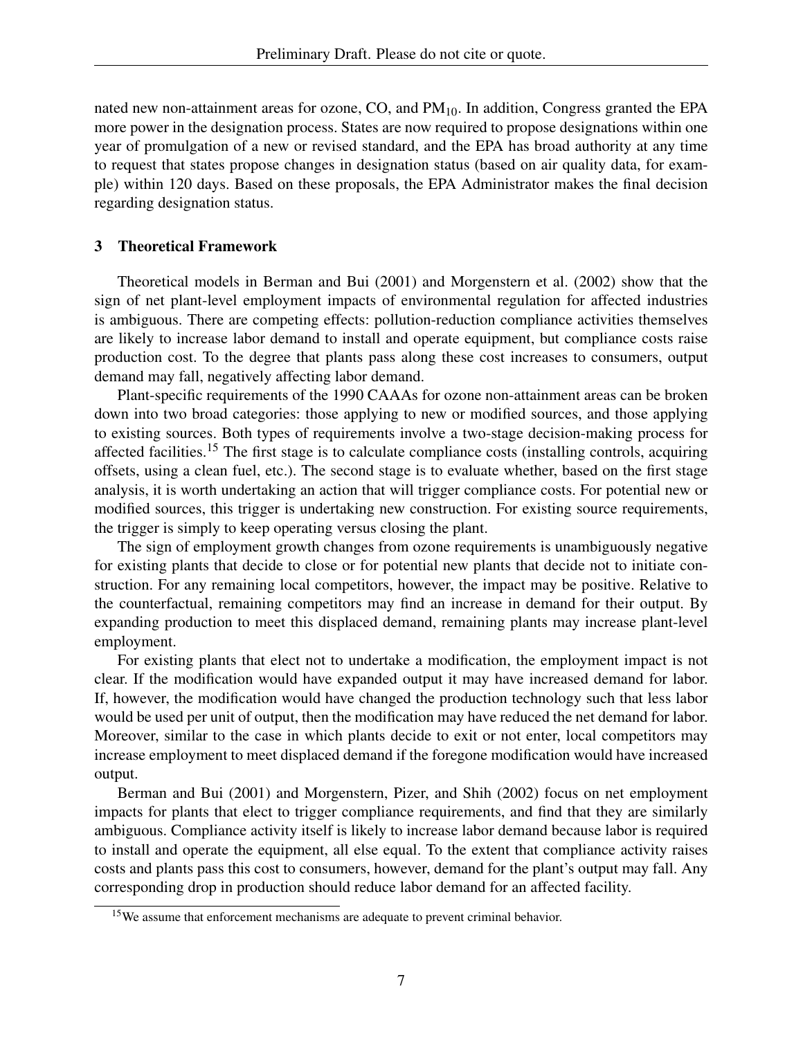nated new non-attainment areas for ozone, CO, and $PM_{10}$. In addition, Congress granted the EPA more power in the designation process. States are now required to propose designations within one year of promulgation of a new or revised standard, and the EPA has broad authority at any time to request that states propose changes in designation status (based on air quality data, for example) within 120 days. Based on these proposals, the EPA Administrator makes the final decision regarding designation status.

## 3 Theoretical Framework

Theoretical models in Berman and Bui (2001) and Morgenstern et al. (2002) show that the sign of net plant-level employment impacts of environmental regulation for affected industries is ambiguous. There are competing effects: pollution-reduction compliance activities themselves are likely to increase labor demand to install and operate equipment, but compliance costs raise production cost. To the degree that plants pass along these cost increases to consumers, output demand may fall, negatively affecting labor demand.

Plant-specific requirements of the 1990 CAAAs for ozone non-attainment areas can be broken down into two broad categories: those applying to new or modified sources, and those applying to existing sources. Both types of requirements involve a two-stage decision-making process for affected facilities.[15] The first stage is to calculate compliance costs (installing controls, acquiring offsets, using a clean fuel, etc.). The second stage is to evaluate whether, based on the first stage analysis, it is worth undertaking an action that will trigger compliance costs. For potential new or modified sources, this trigger is undertaking new construction. For existing source requirements, the trigger is simply to keep operating versus closing the plant.

The sign of employment growth changes from ozone requirements is unambiguously negative for existing plants that decide to close or for potential new plants that decide not to initiate construction. For any remaining local competitors, however, the impact may be positive. Relative to the counterfactual, remaining competitors may find an increase in demand for their output. By expanding production to meet this displaced demand, remaining plants may increase plant-level employment.

For existing plants that elect not to undertake a modification, the employment impact is not clear. If the modification would have expanded output it may have increased demand for labor. If, however, the modification would have changed the production technology such that less labor would be used per unit of output, then the modification may have reduced the net demand for labor. Moreover, similar to the case in which plants decide to exit or not enter, local competitors may increase employment to meet displaced demand if the foregone modification would have increased output.

Berman and Bui (2001) and Morgenstern, Pizer, and Shih (2002) focus on net employment impacts for plants that elect to trigger compliance requirements, and find that they are similarly ambiguous. Compliance activity itself is likely to increase labor demand because labor is required to install and operate the equipment, all else equal. To the extent that compliance activity raises costs and plants pass this cost to consumers, however, demand for the plant's output may fall. Any corresponding drop in production should reduce labor demand for an affected facility.

[15] We assume that enforcement mechanisms are adequate to prevent criminal behavior.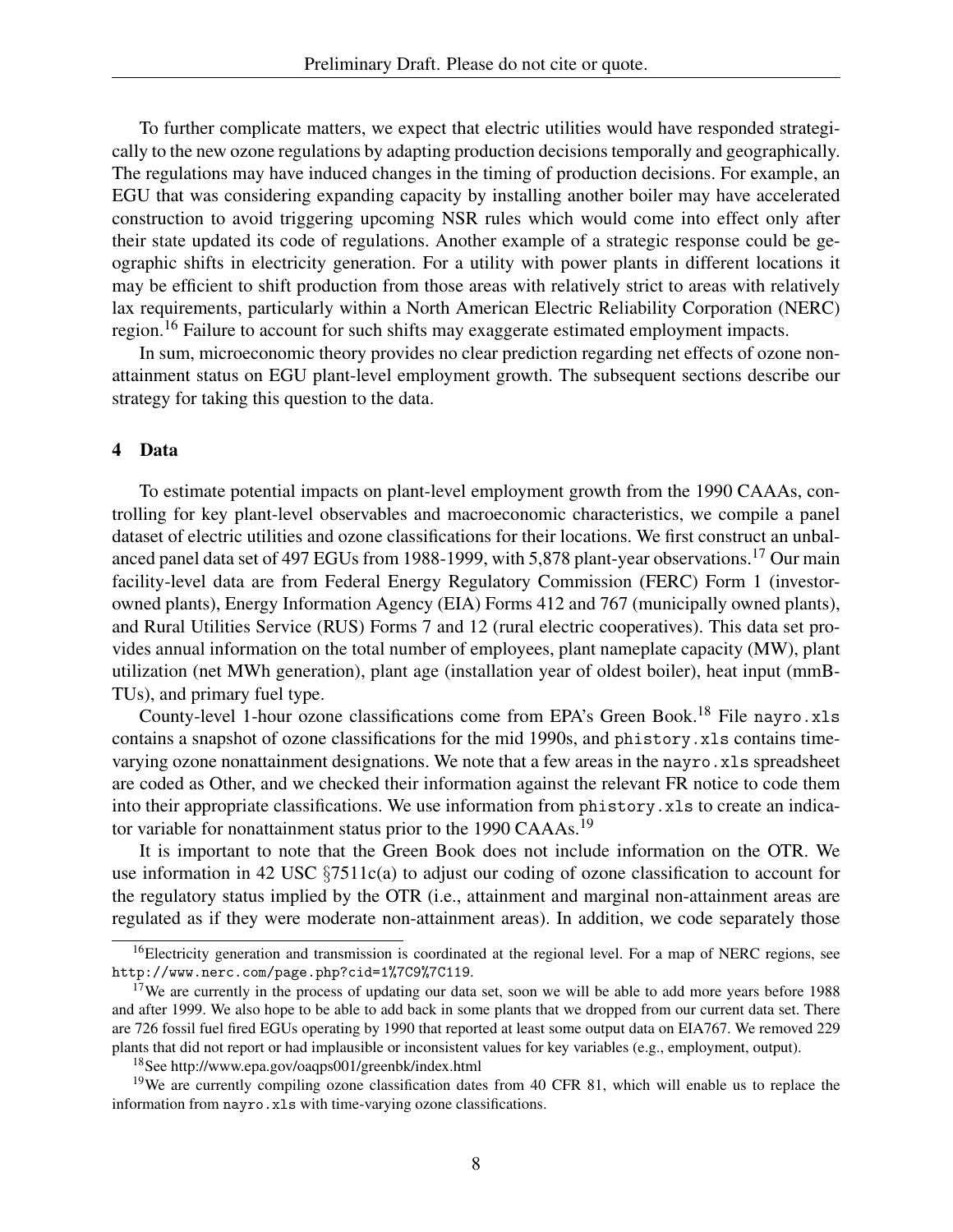To further complicate matters, we expect that electric utilities would have responded strategically to the new ozone regulations by adapting production decisions temporally and geographically. The regulations may have induced changes in the timing of production decisions. For example, an EGU that was considering expanding capacity by installing another boiler may have accelerated construction to avoid triggering upcoming NSR rules which would come into effect only after their state updated its code of regulations. Another example of a strategic response could be geographic shifts in electricity generation. For a utility with power plants in different locations it may be efficient to shift production from those areas with relatively strict to areas with relatively lax requirements, particularly within a North American Electric Reliability Corporation (NERC) region.[16] Failure to account for such shifts may exaggerate estimated employment impacts.

In sum, microeconomic theory provides no clear prediction regarding net effects of ozone non-attainment status on EGU plant-level employment growth. The subsequent sections describe our strategy for taking this question to the data.

## 4 Data

To estimate potential impacts on plant-level employment growth from the 1990 CAAAs, controlling for key plant-level observables and macroeconomic characteristics, we compile a panel dataset of electric utilities and ozone classifications for their locations. We first construct an unbalanced panel data set of 497 EGUs from 1988-1999, with 5,878 plant-year observations.[17] Our main facility-level data are from Federal Energy Regulatory Commission (FERC) Form 1 (investor-owned plants), Energy Information Agency (EIA) Forms 412 and 767 (municipally owned plants), and Rural Utilities Service (RUS) Forms 7 and 12 (rural electric cooperatives). This data set provides annual information on the total number of employees, plant nameplate capacity (MW), plant utilization (net MWh generation), plant age (installation year of oldest boiler), heat input (mmBTUs), and primary fuel type.

County-level 1-hour ozone classifications come from EPA's Green Book.[18] File `nayro.xls` contains a snapshot of ozone classifications for the mid 1990s, and `phistory.xls` contains time-varying ozone nonattainment designations. We note that a few areas in the `nayro.xls` spreadsheet are coded as Other, and we checked their information against the relevant FR notice to code them into their appropriate classifications. We use information from `phistory.xls` to create an indicator variable for nonattainment status prior to the 1990 CAAAs.[19]

It is important to note that the Green Book does not include information on the OTR. We use information in 42 USC §7511c(a) to adjust our coding of ozone classification to account for the regulatory status implied by the OTR (i.e., attainment and marginal non-attainment areas are regulated as if they were moderate non-attainment areas). In addition, we code separately those

---

[16] Electricity generation and transmission is coordinated at the regional level. For a map of NERC regions, see http://www.nerc.com/page.php?cid=1%7C9%7C119.

[17] We are currently in the process of updating our data set, soon we will be able to add more years before 1988 and after 1999. We also hope to be able to add back in some plants that we dropped from our current data set. There are 726 fossil fuel fired EGUs operating by 1990 that reported at least some output data on EIA767. We removed 229 plants that did not report or had implausible or inconsistent values for key variables (e.g., employment, output).

[18] See http://www.epa.gov/oaqps001/greenbk/index.html

[19] We are currently compiling ozone classification dates from 40 CFR 81, which will enable us to replace the information from `nayro.xls` with time-varying ozone classifications.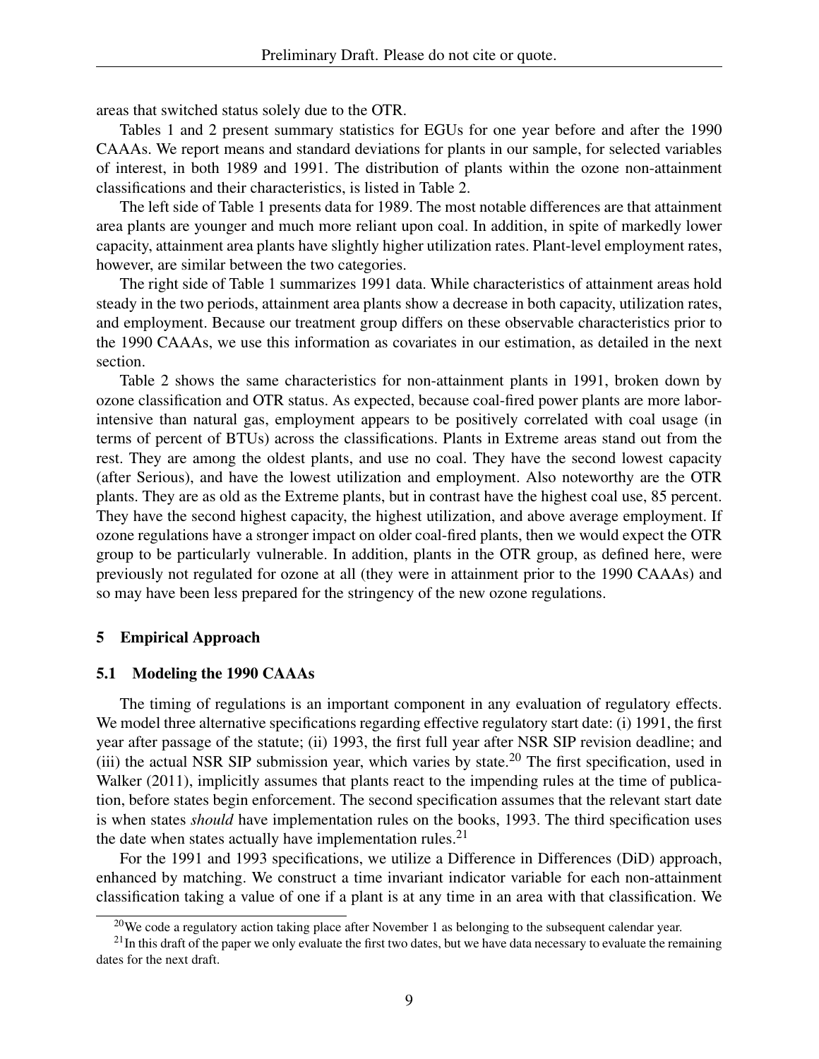areas that switched status solely due to the OTR.

Tables 1 and 2 present summary statistics for EGUs for one year before and after the 1990 CAAAs. We report means and standard deviations for plants in our sample, for selected variables of interest, in both 1989 and 1991. The distribution of plants within the ozone non-attainment classifications and their characteristics, is listed in Table 2.

The left side of Table 1 presents data for 1989. The most notable differences are that attainment area plants are younger and much more reliant upon coal. In addition, in spite of markedly lower capacity, attainment area plants have slightly higher utilization rates. Plant-level employment rates, however, are similar between the two categories.

The right side of Table 1 summarizes 1991 data. While characteristics of attainment areas hold steady in the two periods, attainment area plants show a decrease in both capacity, utilization rates, and employment. Because our treatment group differs on these observable characteristics prior to the 1990 CAAAs, we use this information as covariates in our estimation, as detailed in the next section.

Table 2 shows the same characteristics for non-attainment plants in 1991, broken down by ozone classification and OTR status. As expected, because coal-fired power plants are more labor-intensive than natural gas, employment appears to be positively correlated with coal usage (in terms of percent of BTUs) across the classifications. Plants in Extreme areas stand out from the rest. They are among the oldest plants, and use no coal. They have the second lowest capacity (after Serious), and have the lowest utilization and employment. Also noteworthy are the OTR plants. They are as old as the Extreme plants, but in contrast have the highest coal use, 85 percent. They have the second highest capacity, the highest utilization, and above average employment. If ozone regulations have a stronger impact on older coal-fired plants, then we would expect the OTR group to be particularly vulnerable. In addition, plants in the OTR group, as defined here, were previously not regulated for ozone at all (they were in attainment prior to the 1990 CAAAs) and so may have been less prepared for the stringency of the new ozone regulations.

## 5 Empirical Approach

### 5.1 Modeling the 1990 CAAAs

The timing of regulations is an important component in any evaluation of regulatory effects. We model three alternative specifications regarding effective regulatory start date: (i) 1991, the first year after passage of the statute; (ii) 1993, the first full year after NSR SIP revision deadline; and (iii) the actual NSR SIP submission year, which varies by state.[20] The first specification, used in Walker (2011), implicitly assumes that plants react to the impending rules at the time of publication, before states begin enforcement. The second specification assumes that the relevant start date is when states *should* have implementation rules on the books, 1993. The third specification uses the date when states actually have implementation rules.[21]

For the 1991 and 1993 specifications, we utilize a Difference in Differences (DiD) approach, enhanced by matching. We construct a time invariant indicator variable for each non-attainment classification taking a value of one if a plant is at any time in an area with that classification. We

[20] We code a regulatory action taking place after November 1 as belonging to the subsequent calendar year.

[21] In this draft of the paper we only evaluate the first two dates, but we have data necessary to evaluate the remaining dates for the next draft.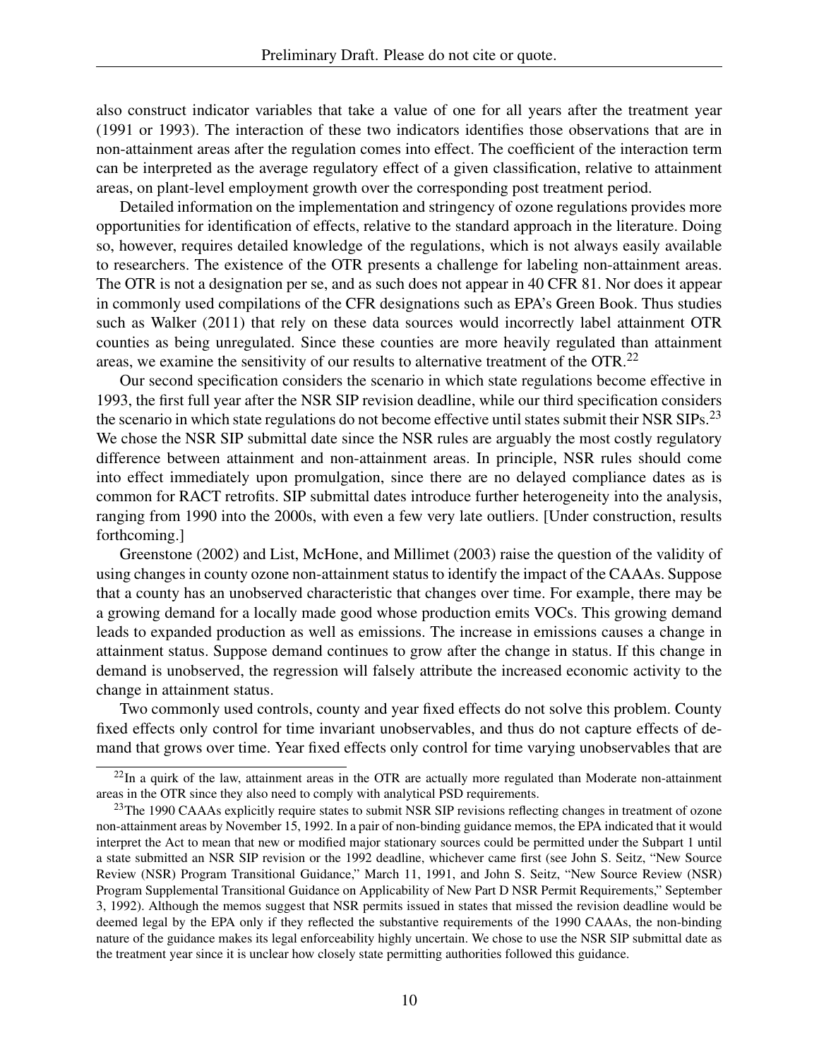also construct indicator variables that take a value of one for all years after the treatment year (1991 or 1993). The interaction of these two indicators identifies those observations that are in non-attainment areas after the regulation comes into effect. The coefficient of the interaction term can be interpreted as the average regulatory effect of a given classification, relative to attainment areas, on plant-level employment growth over the corresponding post treatment period.

Detailed information on the implementation and stringency of ozone regulations provides more opportunities for identification of effects, relative to the standard approach in the literature. Doing so, however, requires detailed knowledge of the regulations, which is not always easily available to researchers. The existence of the OTR presents a challenge for labeling non-attainment areas. The OTR is not a designation per se, and as such does not appear in 40 CFR 81. Nor does it appear in commonly used compilations of the CFR designations such as EPA's Green Book. Thus studies such as Walker (2011) that rely on these data sources would incorrectly label attainment OTR counties as being unregulated. Since these counties are more heavily regulated than attainment areas, we examine the sensitivity of our results to alternative treatment of the OTR.[22]

Our second specification considers the scenario in which state regulations become effective in 1993, the first full year after the NSR SIP revision deadline, while our third specification considers the scenario in which state regulations do not become effective until states submit their NSR SIPs.[23] We chose the NSR SIP submittal date since the NSR rules are arguably the most costly regulatory difference between attainment and non-attainment areas. In principle, NSR rules should come into effect immediately upon promulgation, since there are no delayed compliance dates as is common for RACT retrofits. SIP submittal dates introduce further heterogeneity into the analysis, ranging from 1990 into the 2000s, with even a few very late outliers. [Under construction, results forthcoming.]

Greenstone (2002) and List, McHone, and Millimet (2003) raise the question of the validity of using changes in county ozone non-attainment status to identify the impact of the CAAAs. Suppose that a county has an unobserved characteristic that changes over time. For example, there may be a growing demand for a locally made good whose production emits VOCs. This growing demand leads to expanded production as well as emissions. The increase in emissions causes a change in attainment status. Suppose demand continues to grow after the change in status. If this change in demand is unobserved, the regression will falsely attribute the increased economic activity to the change in attainment status.

Two commonly used controls, county and year fixed effects do not solve this problem. County fixed effects only control for time invariant unobservables, and thus do not capture effects of demand that grows over time. Year fixed effects only control for time varying unobservables that are

[22] In a quirk of the law, attainment areas in the OTR are actually more regulated than Moderate non-attainment areas in the OTR since they also need to comply with analytical PSD requirements.

[23] The 1990 CAAAs explicitly require states to submit NSR SIP revisions reflecting changes in treatment of ozone non-attainment areas by November 15, 1992. In a pair of non-binding guidance memos, the EPA indicated that it would interpret the Act to mean that new or modified major stationary sources could be permitted under the Subpart 1 until a state submitted an NSR SIP revision or the 1992 deadline, whichever came first (see John S. Seitz, "New Source Review (NSR) Program Transitional Guidance," March 11, 1991, and John S. Seitz, "New Source Review (NSR) Program Supplemental Transitional Guidance on Applicability of New Part D NSR Permit Requirements," September 3, 1992). Although the memos suggest that NSR permits issued in states that missed the revision deadline would be deemed legal by the EPA only if they reflected the substantive requirements of the 1990 CAAAs, the non-binding nature of the guidance makes its legal enforceability highly uncertain. We chose to use the NSR SIP submittal date as the treatment year since it is unclear how closely state permitting authorities followed this guidance.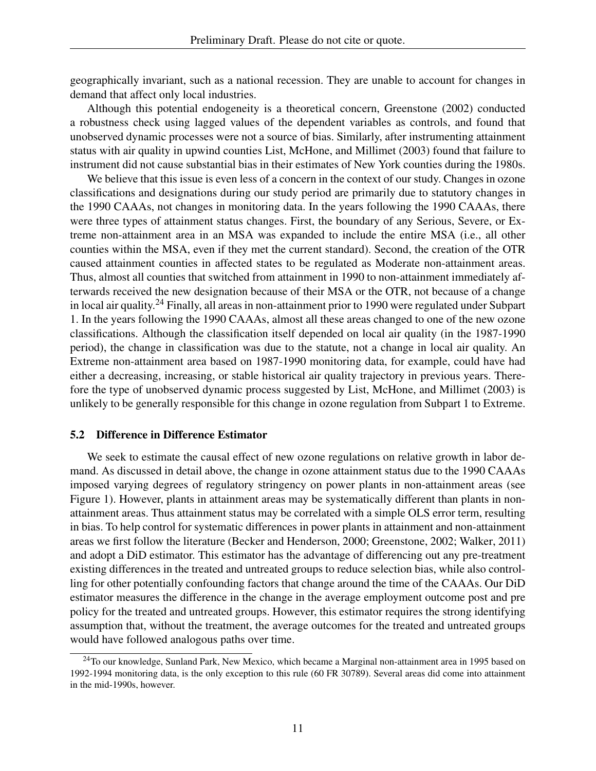geographically invariant, such as a national recession. They are unable to account for changes in demand that affect only local industries.

Although this potential endogeneity is a theoretical concern, Greenstone (2002) conducted a robustness check using lagged values of the dependent variables as controls, and found that unobserved dynamic processes were not a source of bias. Similarly, after instrumenting attainment status with air quality in upwind counties List, McHone, and Millimet (2003) found that failure to instrument did not cause substantial bias in their estimates of New York counties during the 1980s.

We believe that this issue is even less of a concern in the context of our study. Changes in ozone classifications and designations during our study period are primarily due to statutory changes in the 1990 CAAAs, not changes in monitoring data. In the years following the 1990 CAAAs, there were three types of attainment status changes. First, the boundary of any Serious, Severe, or Extreme non-attainment area in an MSA was expanded to include the entire MSA (i.e., all other counties within the MSA, even if they met the current standard). Second, the creation of the OTR caused attainment counties in affected states to be regulated as Moderate non-attainment areas. Thus, almost all counties that switched from attainment in 1990 to non-attainment immediately afterwards received the new designation because of their MSA or the OTR, not because of a change in local air quality.[24] Finally, all areas in non-attainment prior to 1990 were regulated under Subpart 1. In the years following the 1990 CAAAs, almost all these areas changed to one of the new ozone classifications. Although the classification itself depended on local air quality (in the 1987-1990 period), the change in classification was due to the statute, not a change in local air quality. An Extreme non-attainment area based on 1987-1990 monitoring data, for example, could have had either a decreasing, increasing, or stable historical air quality trajectory in previous years. Therefore the type of unobserved dynamic process suggested by List, McHone, and Millimet (2003) is unlikely to be generally responsible for this change in ozone regulation from Subpart 1 to Extreme.

### 5.2 Difference in Difference Estimator

We seek to estimate the causal effect of new ozone regulations on relative growth in labor demand. As discussed in detail above, the change in ozone attainment status due to the 1990 CAAAs imposed varying degrees of regulatory stringency on power plants in non-attainment areas (see Figure 1). However, plants in attainment areas may be systematically different than plants in non-attainment areas. Thus attainment status may be correlated with a simple OLS error term, resulting in bias. To help control for systematic differences in power plants in attainment and non-attainment areas we first follow the literature (Becker and Henderson, 2000; Greenstone, 2002; Walker, 2011) and adopt a DiD estimator. This estimator has the advantage of differencing out any pre-treatment existing differences in the treated and untreated groups to reduce selection bias, while also controlling for other potentially confounding factors that change around the time of the CAAAs. Our DiD estimator measures the difference in the change in the average employment outcome post and pre policy for the treated and untreated groups. However, this estimator requires the strong identifying assumption that, without the treatment, the average outcomes for the treated and untreated groups would have followed analogous paths over time.

[24] To our knowledge, Sunland Park, New Mexico, which became a Marginal non-attainment area in 1995 based on 1992-1994 monitoring data, is the only exception to this rule (60 FR 30789). Several areas did come into attainment in the mid-1990s, however.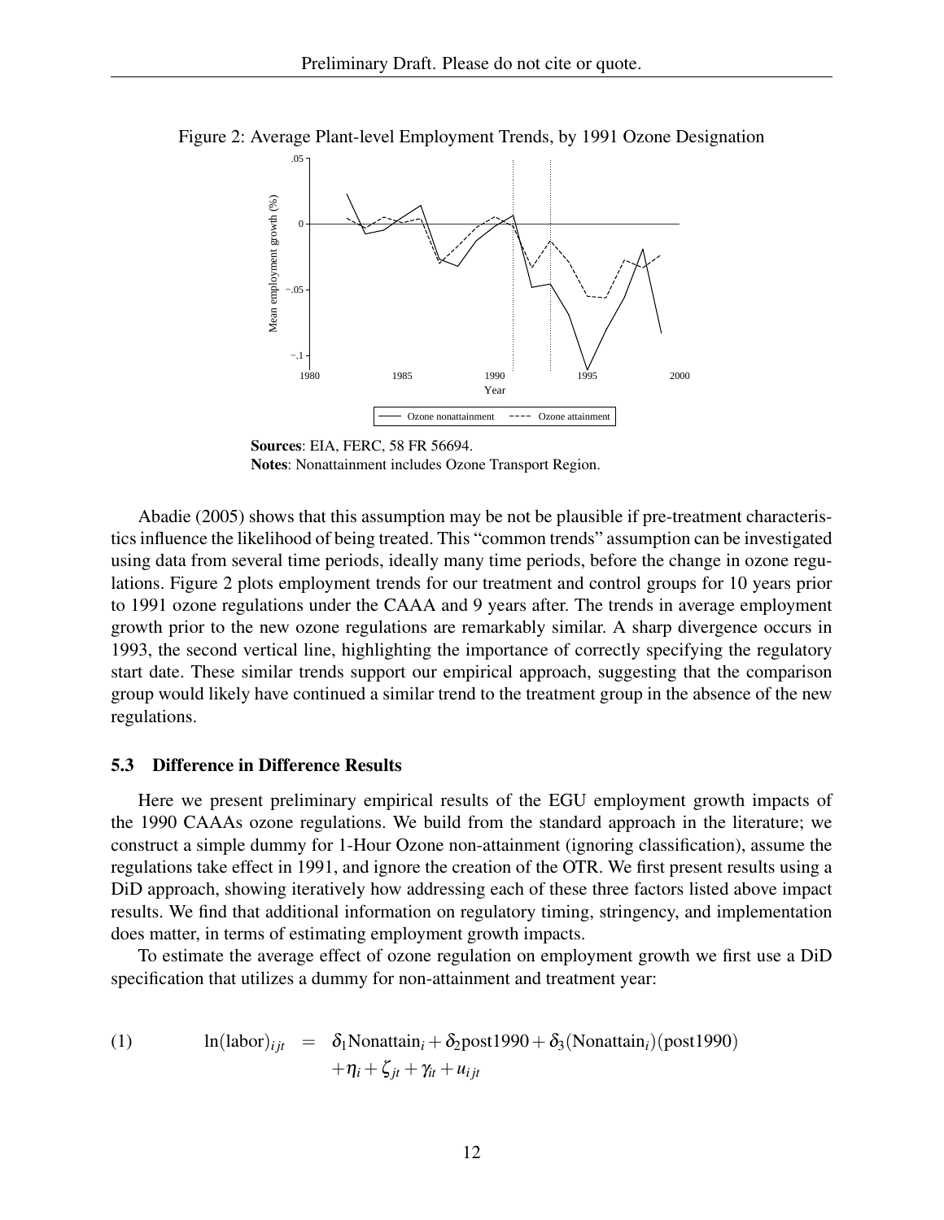Figure 2: Average Plant-level Employment Trends, by 1991 Ozone Designation

**Sources**: EIA, FERC, 58 FR 56694.
**Notes**: Nonattainment includes Ozone Transport Region.

Abadie (2005) shows that this assumption may be not be plausible if pre-treatment characteristics influence the likelihood of being treated. This "common trends" assumption can be investigated using data from several time periods, ideally many time periods, before the change in ozone regulations. Figure 2 plots employment trends for our treatment and control groups for 10 years prior to 1991 ozone regulations under the CAAA and 9 years after. The trends in average employment growth prior to the new ozone regulations are remarkably similar. A sharp divergence occurs in 1993, the second vertical line, highlighting the importance of correctly specifying the regulatory start date. These similar trends support our empirical approach, suggesting that the comparison group would likely have continued a similar trend to the treatment group in the absence of the new regulations.

### 5.3 Difference in Difference Results

Here we present preliminary empirical results of the EGU employment growth impacts of the 1990 CAAAs ozone regulations. We build from the standard approach in the literature; we construct a simple dummy for 1-Hour Ozone non-attainment (ignoring classification), assume the regulations take effect in 1991, and ignore the creation of the OTR. We first present results using a DiD approach, showing iteratively how addressing each of these three factors listed above impact results. We find that additional information on regulatory timing, stringency, and implementation does matter, in terms of estimating employment growth impacts.

To estimate the average effect of ozone regulation on employment growth we first use a DiD specification that utilizes a dummy for non-attainment and treatment year:

$$
\begin{aligned}
(1) \qquad \ln(\text{labor})_{ijt} &= \delta_1 \text{Nonattain}_i + \delta_2 \text{post1990} + \delta_3 (\text{Nonattain}_i)(\text{post1990}) \\
&\quad + \eta_i + \zeta_{jt} + \gamma_{it} + u_{ijt}
\end{aligned}
$$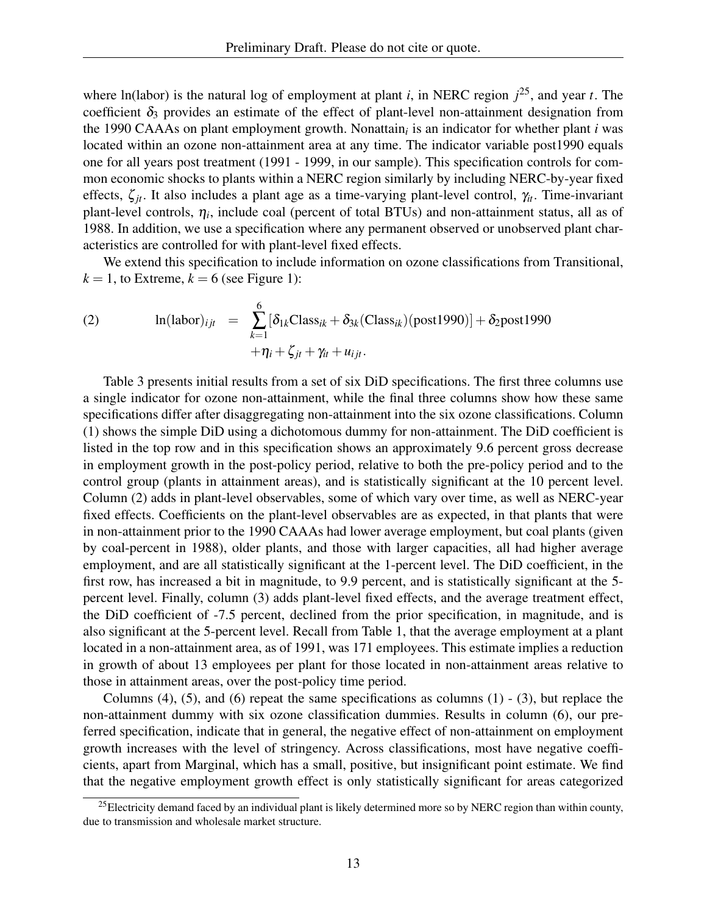where ln(labor) is the natural log of employment at plant $i$, in NERC region $j$[25], and year $t$. The coefficient $\delta_3$ provides an estimate of the effect of plant-level non-attainment designation from the 1990 CAAAs on plant employment growth. Nonattain$_i$ is an indicator for whether plant $i$ was located within an ozone non-attainment area at any time. The indicator variable post1990 equals one for all years post treatment (1991 - 1999, in our sample). This specification controls for common economic shocks to plants within a NERC region similarly by including NERC-by-year fixed effects, $\zeta_{jt}$. It also includes a plant age as a time-varying plant-level control, $\gamma_{it}$. Time-invariant plant-level controls, $\eta_i$, include coal (percent of total BTUs) and non-attainment status, all as of 1988. In addition, we use a specification where any permanent observed or unobserved plant characteristics are controlled for with plant-level fixed effects.

We extend this specification to include information on ozone classifications from Transitional, $k = 1$, to Extreme, $k = 6$ (see Figure 1):

$$
\begin{aligned}
(2) \qquad \ln(\text{labor})_{ijt} &= \sum_{k=1}^{6} [\delta_{1k}\text{Class}_{ik} + \delta_{3k}(\text{Class}_{ik})(\text{post1990})] + \delta_2\text{post1990} \\
&\quad + \eta_i + \zeta_{jt} + \gamma_{it} + u_{ijt}.
\end{aligned}
$$

Table 3 presents initial results from a set of six DiD specifications. The first three columns use a single indicator for ozone non-attainment, while the final three columns show how these same specifications differ after disaggregating non-attainment into the six ozone classifications. Column (1) shows the simple DiD using a dichotomous dummy for non-attainment. The DiD coefficient is listed in the top row and in this specification shows an approximately 9.6 percent gross decrease in employment growth in the post-policy period, relative to both the pre-policy period and to the control group (plants in attainment areas), and is statistically significant at the 10 percent level. Column (2) adds in plant-level observables, some of which vary over time, as well as NERC-year fixed effects. Coefficients on the plant-level observables are as expected, in that plants that were in non-attainment prior to the 1990 CAAAs had lower average employment, but coal plants (given by coal-percent in 1988), older plants, and those with larger capacities, all had higher average employment, and are all statistically significant at the 1-percent level. The DiD coefficient, in the first row, has increased a bit in magnitude, to 9.9 percent, and is statistically significant at the 5-percent level. Finally, column (3) adds plant-level fixed effects, and the average treatment effect, the DiD coefficient of -7.5 percent, declined from the prior specification, in magnitude, and is also significant at the 5-percent level. Recall from Table 1, that the average employment at a plant located in a non-attainment area, as of 1991, was 171 employees. This estimate implies a reduction in growth of about 13 employees per plant for those located in non-attainment areas relative to those in attainment areas, over the post-policy time period.

Columns (4), (5), and (6) repeat the same specifications as columns (1) - (3), but replace the non-attainment dummy with six ozone classification dummies. Results in column (6), our preferred specification, indicate that in general, the negative effect of non-attainment on employment growth increases with the level of stringency. Across classifications, most have negative coefficients, apart from Marginal, which has a small, positive, but insignificant point estimate. We find that the negative employment growth effect is only statistically significant for areas categorized

[25] Electricity demand faced by an individual plant is likely determined more so by NERC region than within county, due to transmission and wholesale market structure.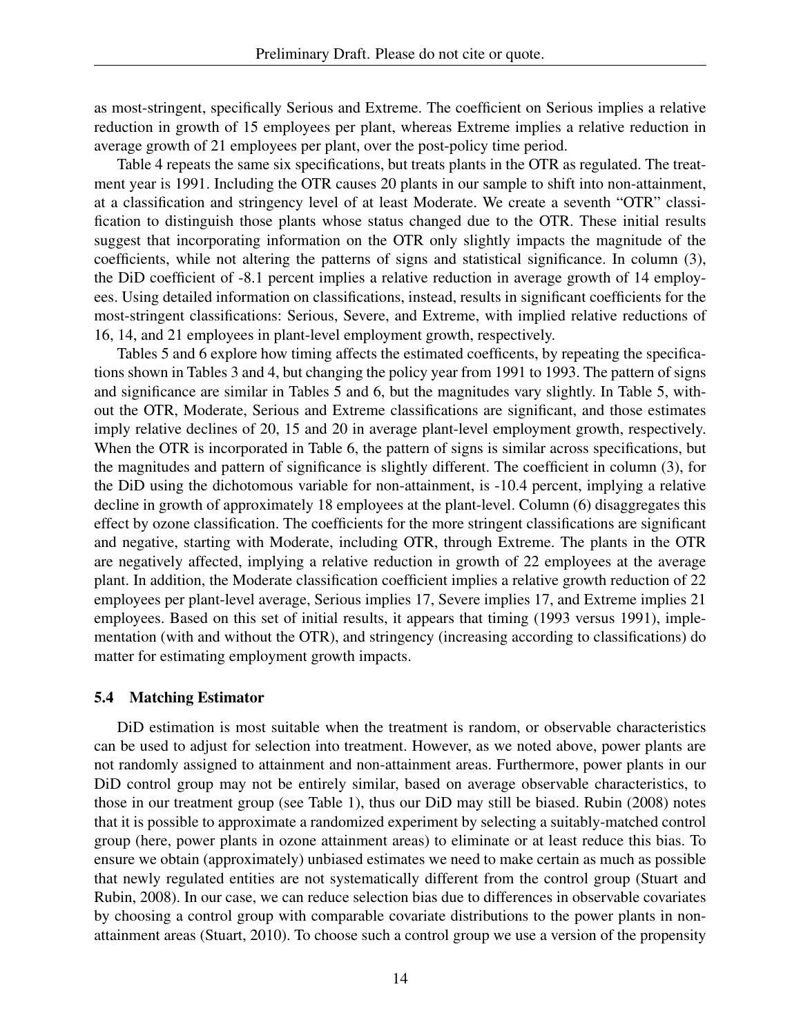as most-stringent, specifically Serious and Extreme. The coefficient on Serious implies a relative reduction in growth of 15 employees per plant, whereas Extreme implies a relative reduction in average growth of 21 employees per plant, over the post-policy time period.

Table 4 repeats the same six specifications, but treats plants in the OTR as regulated. The treatment year is 1991. Including the OTR causes 20 plants in our sample to shift into non-attainment, at a classification and stringency level of at least Moderate. We create a seventh "OTR" classification to distinguish those plants whose status changed due to the OTR. These initial results suggest that incorporating information on the OTR only slightly impacts the magnitude of the coefficients, while not altering the patterns of signs and statistical significance. In column (3), the DiD coefficient of -8.1 percent implies a relative reduction in average growth of 14 employees. Using detailed information on classifications, instead, results in significant coefficients for the most-stringent classifications: Serious, Severe, and Extreme, with implied relative reductions of 16, 14, and 21 employees in plant-level employment growth, respectively.

Tables 5 and 6 explore how timing affects the estimated coefficents, by repeating the specifications shown in Tables 3 and 4, but changing the policy year from 1991 to 1993. The pattern of signs and significance are similar in Tables 5 and 6, but the magnitudes vary slightly. In Table 5, without the OTR, Moderate, Serious and Extreme classifications are significant, and those estimates imply relative declines of 20, 15 and 20 in average plant-level employment growth, respectively. When the OTR is incorporated in Table 6, the pattern of signs is similar across specifications, but the magnitudes and pattern of significance is slightly different. The coefficient in column (3), for the DiD using the dichotomous variable for non-attainment, is -10.4 percent, implying a relative decline in growth of approximately 18 employees at the plant-level. Column (6) disaggregates this effect by ozone classification. The coefficients for the more stringent classifications are significant and negative, starting with Moderate, including OTR, through Extreme. The plants in the OTR are negatively affected, implying a relative reduction in growth of 22 employees at the average plant. In addition, the Moderate classification coefficient implies a relative growth reduction of 22 employees per plant-level average, Serious implies 17, Severe implies 17, and Extreme implies 21 employees. Based on this set of initial results, it appears that timing (1993 versus 1991), implementation (with and without the OTR), and stringency (increasing according to classifications) do matter for estimating employment growth impacts.

### 5.4 Matching Estimator

DiD estimation is most suitable when the treatment is random, or observable characteristics can be used to adjust for selection into treatment. However, as we noted above, power plants are not randomly assigned to attainment and non-attainment areas. Furthermore, power plants in our DiD control group may not be entirely similar, based on average observable characteristics, to those in our treatment group (see Table 1), thus our DiD may still be biased. Rubin (2008) notes that it is possible to approximate a randomized experiment by selecting a suitably-matched control group (here, power plants in ozone attainment areas) to eliminate or at least reduce this bias. To ensure we obtain (approximately) unbiased estimates we need to make certain as much as possible that newly regulated entities are not systematically different from the control group (Stuart and Rubin, 2008). In our case, we can reduce selection bias due to differences in observable covariates by choosing a control group with comparable covariate distributions to the power plants in non-attainment areas (Stuart, 2010). To choose such a control group we use a version of the propensity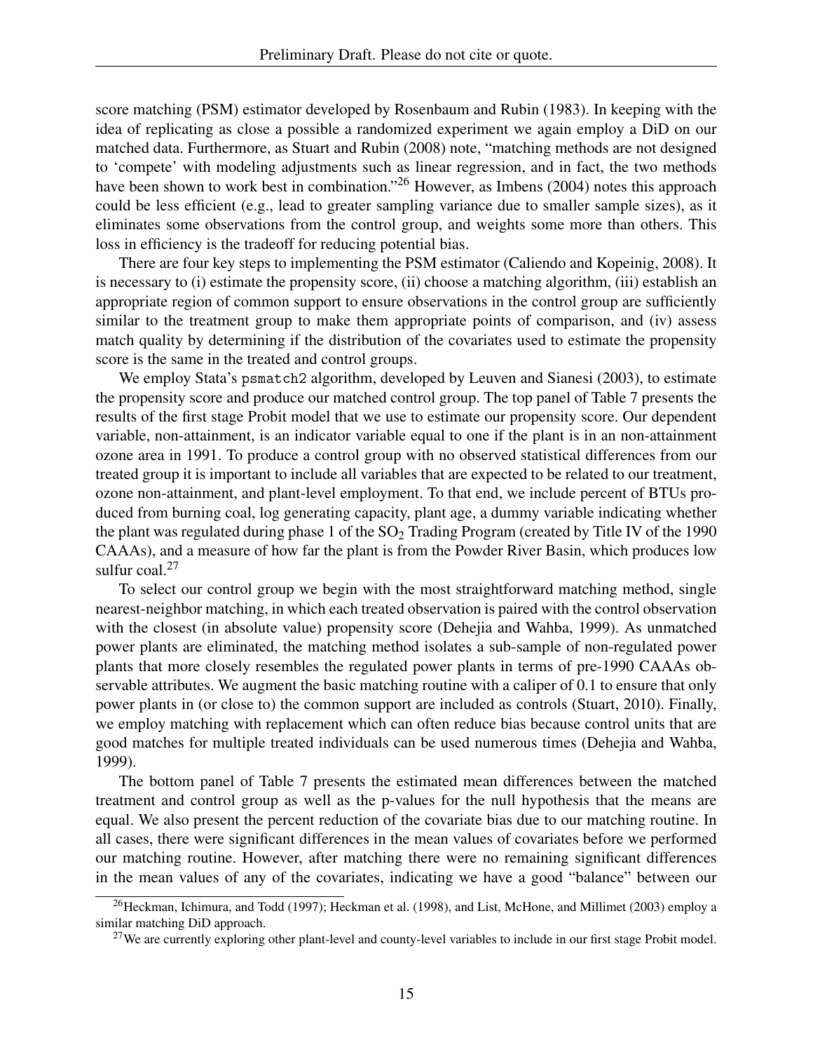score matching (PSM) estimator developed by Rosenbaum and Rubin (1983). In keeping with the idea of replicating as close a possible a randomized experiment we again employ a DiD on our matched data. Furthermore, as Stuart and Rubin (2008) note, "matching methods are not designed to 'compete' with modeling adjustments such as linear regression, and in fact, the two methods have been shown to work best in combination."[26] However, as Imbens (2004) notes this approach could be less efficient (e.g., lead to greater sampling variance due to smaller sample sizes), as it eliminates some observations from the control group, and weights some more than others. This loss in efficiency is the tradeoff for reducing potential bias.

There are four key steps to implementing the PSM estimator (Caliendo and Kopeinig, 2008). It is necessary to (i) estimate the propensity score, (ii) choose a matching algorithm, (iii) establish an appropriate region of common support to ensure observations in the control group are sufficiently similar to the treatment group to make them appropriate points of comparison, and (iv) assess match quality by determining if the distribution of the covariates used to estimate the propensity score is the same in the treated and control groups.

We employ Stata's `psmatch2` algorithm, developed by Leuven and Sianesi (2003), to estimate the propensity score and produce our matched control group. The top panel of Table 7 presents the results of the first stage Probit model that we use to estimate our propensity score. Our dependent variable, non-attainment, is an indicator variable equal to one if the plant is in an non-attainment ozone area in 1991. To produce a control group with no observed statistical differences from our treated group it is important to include all variables that are expected to be related to our treatment, ozone non-attainment, and plant-level employment. To that end, we include percent of BTUs produced from burning coal, log generating capacity, plant age, a dummy variable indicating whether the plant was regulated during phase 1 of the $SO_2$ Trading Program (created by Title IV of the 1990 CAAAs), and a measure of how far the plant is from the Powder River Basin, which produces low sulfur coal.[27]

To select our control group we begin with the most straightforward matching method, single nearest-neighbor matching, in which each treated observation is paired with the control observation with the closest (in absolute value) propensity score (Dehejia and Wahba, 1999). As unmatched power plants are eliminated, the matching method isolates a sub-sample of non-regulated power plants that more closely resembles the regulated power plants in terms of pre-1990 CAAAs observable attributes. We augment the basic matching routine with a caliper of 0.1 to ensure that only power plants in (or close to) the common support are included as controls (Stuart, 2010). Finally, we employ matching with replacement which can often reduce bias because control units that are good matches for multiple treated individuals can be used numerous times (Dehejia and Wahba, 1999).

The bottom panel of Table 7 presents the estimated mean differences between the matched treatment and control group as well as the p-values for the null hypothesis that the means are equal. We also present the percent reduction of the covariate bias due to our matching routine. In all cases, there were significant differences in the mean values of covariates before we performed our matching routine. However, after matching there were no remaining significant differences in the mean values of any of the covariates, indicating we have a good "balance" between our

[26] Heckman, Ichimura, and Todd (1997); Heckman et al. (1998), and List, McHone, and Millimet (2003) employ a similar matching DiD approach.

[27] We are currently exploring other plant-level and county-level variables to include in our first stage Probit model.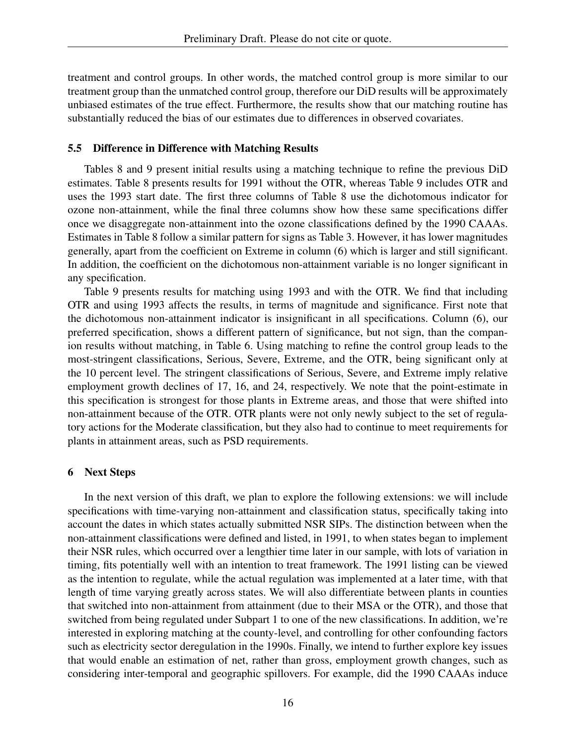treatment and control groups. In other words, the matched control group is more similar to our treatment group than the unmatched control group, therefore our DiD results will be approximately unbiased estimates of the true effect. Furthermore, the results show that our matching routine has substantially reduced the bias of our estimates due to differences in observed covariates.

### 5.5 Difference in Difference with Matching Results

Tables 8 and 9 present initial results using a matching technique to refine the previous DiD estimates. Table 8 presents results for 1991 without the OTR, whereas Table 9 includes OTR and uses the 1993 start date. The first three columns of Table 8 use the dichotomous indicator for ozone non-attainment, while the final three columns show how these same specifications differ once we disaggregate non-attainment into the ozone classifications defined by the 1990 CAAAs. Estimates in Table 8 follow a similar pattern for signs as Table 3. However, it has lower magnitudes generally, apart from the coefficient on Extreme in column (6) which is larger and still significant. In addition, the coefficient on the dichotomous non-attainment variable is no longer significant in any specification.

Table 9 presents results for matching using 1993 and with the OTR. We find that including OTR and using 1993 affects the results, in terms of magnitude and significance. First note that the dichotomous non-attainment indicator is insignificant in all specifications. Column (6), our preferred specification, shows a different pattern of significance, but not sign, than the companion results without matching, in Table 6. Using matching to refine the control group leads to the most-stringent classifications, Serious, Severe, Extreme, and the OTR, being significant only at the 10 percent level. The stringent classifications of Serious, Severe, and Extreme imply relative employment growth declines of 17, 16, and 24, respectively. We note that the point-estimate in this specification is strongest for those plants in Extreme areas, and those that were shifted into non-attainment because of the OTR. OTR plants were not only newly subject to the set of regulatory actions for the Moderate classification, but they also had to continue to meet requirements for plants in attainment areas, such as PSD requirements.

## 6 Next Steps

In the next version of this draft, we plan to explore the following extensions: we will include specifications with time-varying non-attainment and classification status, specifically taking into account the dates in which states actually submitted NSR SIPs. The distinction between when the non-attainment classifications were defined and listed, in 1991, to when states began to implement their NSR rules, which occurred over a lengthier time later in our sample, with lots of variation in timing, fits potentially well with an intention to treat framework. The 1991 listing can be viewed as the intention to regulate, while the actual regulation was implemented at a later time, with that length of time varying greatly across states. We will also differentiate between plants in counties that switched into non-attainment from attainment (due to their MSA or the OTR), and those that switched from being regulated under Subpart 1 to one of the new classifications. In addition, we're interested in exploring matching at the county-level, and controlling for other confounding factors such as electricity sector deregulation in the 1990s. Finally, we intend to further explore key issues that would enable an estimation of net, rather than gross, employment growth changes, such as considering inter-temporal and geographic spillovers. For example, did the 1990 CAAAs induce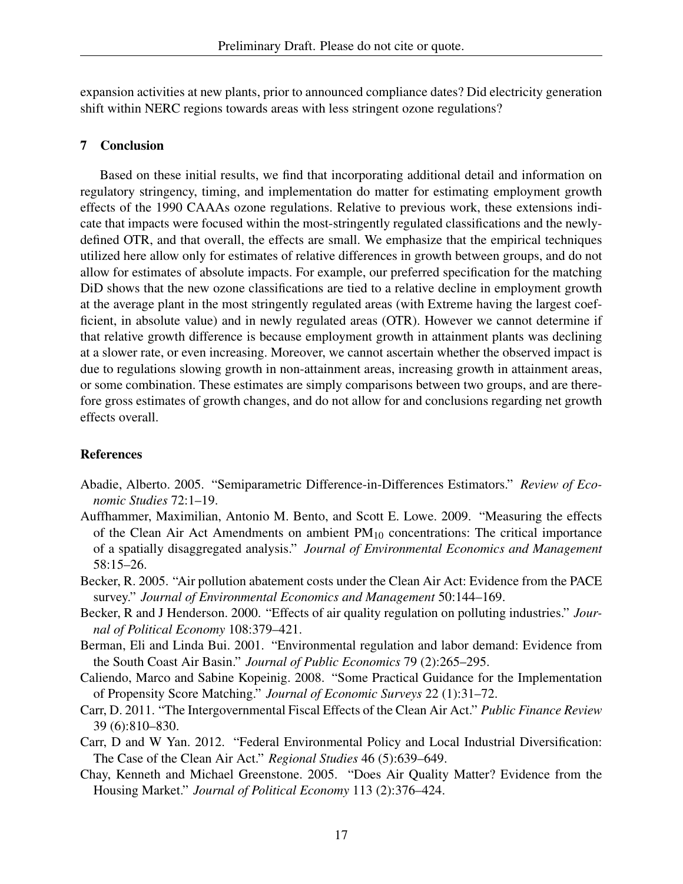expansion activities at new plants, prior to announced compliance dates? Did electricity generation shift within NERC regions towards areas with less stringent ozone regulations?

## 7 Conclusion

Based on these initial results, we find that incorporating additional detail and information on regulatory stringency, timing, and implementation do matter for estimating employment growth effects of the 1990 CAAAs ozone regulations. Relative to previous work, these extensions indicate that impacts were focused within the most-stringently regulated classifications and the newly-defined OTR, and that overall, the effects are small. We emphasize that the empirical techniques utilized here allow only for estimates of relative differences in growth between groups, and do not allow for estimates of absolute impacts. For example, our preferred specification for the matching DiD shows that the new ozone classifications are tied to a relative decline in employment growth at the average plant in the most stringently regulated areas (with Extreme having the largest coefficient, in absolute value) and in newly regulated areas (OTR). However we cannot determine if that relative growth difference is because employment growth in attainment plants was declining at a slower rate, or even increasing. Moreover, we cannot ascertain whether the observed impact is due to regulations slowing growth in non-attainment areas, increasing growth in attainment areas, or some combination. These estimates are simply comparisons between two groups, and are therefore gross estimates of growth changes, and do not allow for and conclusions regarding net growth effects overall.

## References

Abadie, Alberto. 2005. "Semiparametric Difference-in-Differences Estimators." *Review of Economic Studies* 72:1–19.

Auffhammer, Maximilian, Antonio M. Bento, and Scott E. Lowe. 2009. "Measuring the effects of the Clean Air Act Amendments on ambient $PM_{10}$ concentrations: The critical importance of a spatially disaggregated analysis." *Journal of Environmental Economics and Management* 58:15–26.

Becker, R. 2005. "Air pollution abatement costs under the Clean Air Act: Evidence from the PACE survey." *Journal of Environmental Economics and Management* 50:144–169.

Becker, R and J Henderson. 2000. "Effects of air quality regulation on polluting industries." *Journal of Political Economy* 108:379–421.

Berman, Eli and Linda Bui. 2001. "Environmental regulation and labor demand: Evidence from the South Coast Air Basin." *Journal of Public Economics* 79 (2):265–295.

Caliendo, Marco and Sabine Kopeinig. 2008. "Some Practical Guidance for the Implementation of Propensity Score Matching." *Journal of Economic Surveys* 22 (1):31–72.

Carr, D. 2011. "The Intergovernmental Fiscal Effects of the Clean Air Act." *Public Finance Review* 39 (6):810–830.

Carr, D and W Yan. 2012. "Federal Environmental Policy and Local Industrial Diversification: The Case of the Clean Air Act." *Regional Studies* 46 (5):639–649.

Chay, Kenneth and Michael Greenstone. 2005. "Does Air Quality Matter? Evidence from the Housing Market." *Journal of Political Economy* 113 (2):376–424.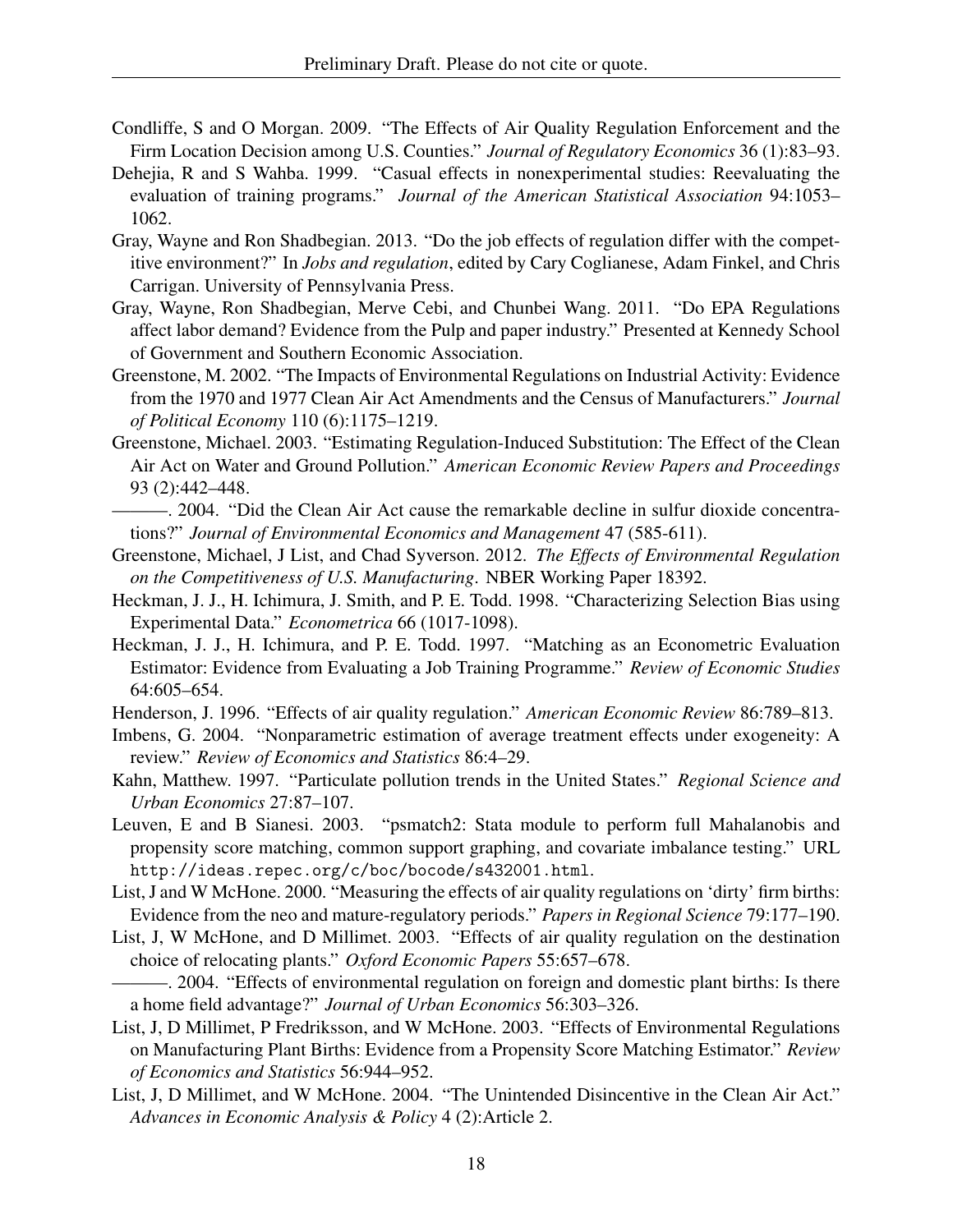Condliffe, S and O Morgan. 2009. "The Effects of Air Quality Regulation Enforcement and the Firm Location Decision among U.S. Counties." *Journal of Regulatory Economics* 36 (1):83–93.

Dehejia, R and S Wahba. 1999. "Casual effects in nonexperimental studies: Reevaluating the evaluation of training programs." *Journal of the American Statistical Association* 94:1053–1062.

Gray, Wayne and Ron Shadbegian. 2013. "Do the job effects of regulation differ with the competitive environment?" In *Jobs and regulation*, edited by Cary Coglianese, Adam Finkel, and Chris Carrigan. University of Pennsylvania Press.

Gray, Wayne, Ron Shadbegian, Merve Cebi, and Chunbei Wang. 2011. "Do EPA Regulations affect labor demand? Evidence from the Pulp and paper industry." Presented at Kennedy School of Government and Southern Economic Association.

Greenstone, M. 2002. "The Impacts of Environmental Regulations on Industrial Activity: Evidence from the 1970 and 1977 Clean Air Act Amendments and the Census of Manufacturers." *Journal of Political Economy* 110 (6):1175–1219.

Greenstone, Michael. 2003. "Estimating Regulation-Induced Substitution: The Effect of the Clean Air Act on Water and Ground Pollution." *American Economic Review Papers and Proceedings* 93 (2):442–448.

———. 2004. "Did the Clean Air Act cause the remarkable decline in sulfur dioxide concentrations?" *Journal of Environmental Economics and Management* 47 (585-611).

Greenstone, Michael, J List, and Chad Syverson. 2012. *The Effects of Environmental Regulation on the Competitiveness of U.S. Manufacturing*. NBER Working Paper 18392.

Heckman, J. J., H. Ichimura, J. Smith, and P. E. Todd. 1998. "Characterizing Selection Bias using Experimental Data." *Econometrica* 66 (1017-1098).

Heckman, J. J., H. Ichimura, and P. E. Todd. 1997. "Matching as an Econometric Evaluation Estimator: Evidence from Evaluating a Job Training Programme." *Review of Economic Studies* 64:605–654.

Henderson, J. 1996. "Effects of air quality regulation." *American Economic Review* 86:789–813.

Imbens, G. 2004. "Nonparametric estimation of average treatment effects under exogeneity: A review." *Review of Economics and Statistics* 86:4–29.

Kahn, Matthew. 1997. "Particulate pollution trends in the United States." *Regional Science and Urban Economics* 27:87–107.

Leuven, E and B Sianesi. 2003. "psmatch2: Stata module to perform full Mahalanobis and propensity score matching, common support graphing, and covariate imbalance testing." URL `http://ideas.repec.org/c/boc/bocode/s432001.html`.

List, J and W McHone. 2000. "Measuring the effects of air quality regulations on 'dirty' firm births: Evidence from the neo and mature-regulatory periods." *Papers in Regional Science* 79:177–190.

List, J, W McHone, and D Millimet. 2003. "Effects of air quality regulation on the destination choice of relocating plants." *Oxford Economic Papers* 55:657–678.

———. 2004. "Effects of environmental regulation on foreign and domestic plant births: Is there a home field advantage?" *Journal of Urban Economics* 56:303–326.

List, J, D Millimet, P Fredriksson, and W McHone. 2003. "Effects of Environmental Regulations on Manufacturing Plant Births: Evidence from a Propensity Score Matching Estimator." *Review of Economics and Statistics* 56:944–952.

List, J, D Millimet, and W McHone. 2004. "The Unintended Disincentive in the Clean Air Act." *Advances in Economic Analysis & Policy* 4 (2):Article 2.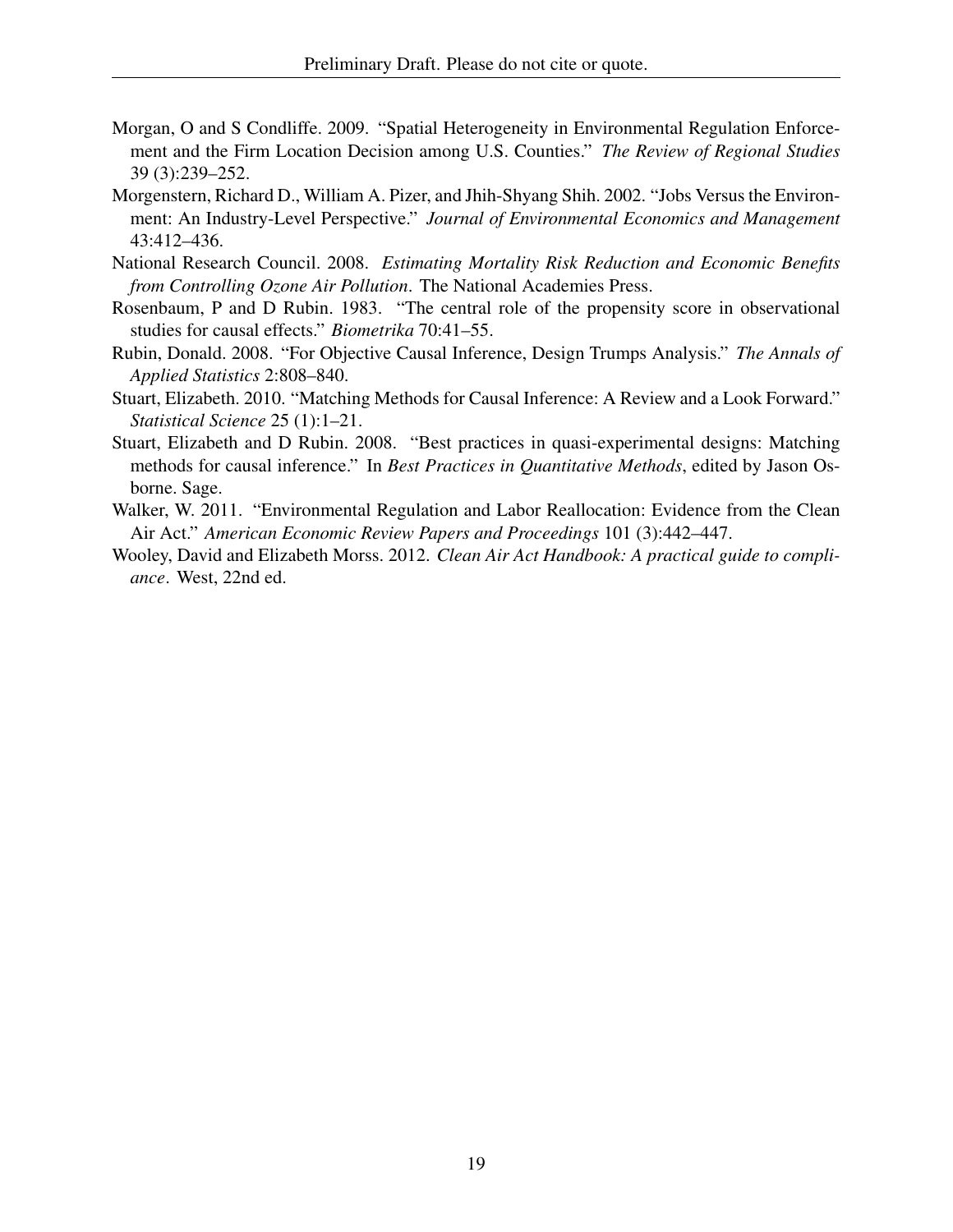Morgan, O and S Condliffe. 2009. "Spatial Heterogeneity in Environmental Regulation Enforcement and the Firm Location Decision among U.S. Counties." *The Review of Regional Studies* 39 (3):239–252.

Morgenstern, Richard D., William A. Pizer, and Jhih-Shyang Shih. 2002. "Jobs Versus the Environment: An Industry-Level Perspective." *Journal of Environmental Economics and Management* 43:412–436.

National Research Council. 2008. *Estimating Mortality Risk Reduction and Economic Benefits from Controlling Ozone Air Pollution*. The National Academies Press.

Rosenbaum, P and D Rubin. 1983. "The central role of the propensity score in observational studies for causal effects." *Biometrika* 70:41–55.

Rubin, Donald. 2008. "For Objective Causal Inference, Design Trumps Analysis." *The Annals of Applied Statistics* 2:808–840.

Stuart, Elizabeth. 2010. "Matching Methods for Causal Inference: A Review and a Look Forward." *Statistical Science* 25 (1):1–21.

Stuart, Elizabeth and D Rubin. 2008. "Best practices in quasi-experimental designs: Matching methods for causal inference." In *Best Practices in Quantitative Methods*, edited by Jason Osborne. Sage.

Walker, W. 2011. "Environmental Regulation and Labor Reallocation: Evidence from the Clean Air Act." *American Economic Review Papers and Proceedings* 101 (3):442–447.

Wooley, David and Elizabeth Morss. 2012. *Clean Air Act Handbook: A practical guide to compliance*. West, 22nd ed.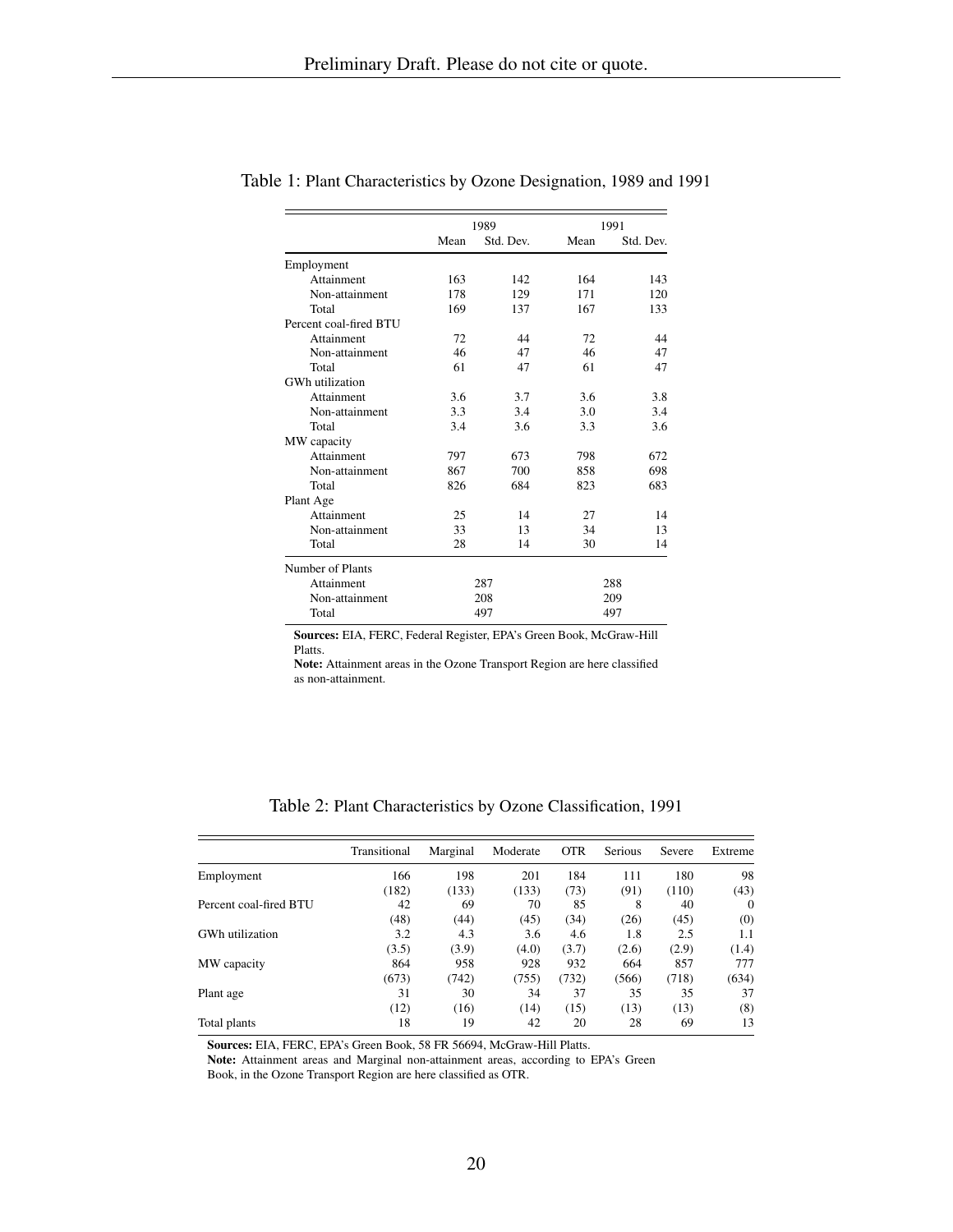Table 1: Plant Characteristics by Ozone Designation, 1989 and 1991

| | 1989 | | 1991 | |
|---|---|---|---|---|
| | Mean | Std. Dev. | Mean | Std. Dev. |
| Employment | | | | |
| Attainment | 163 | 142 | 164 | 143 |
| Non-attainment | 178 | 129 | 171 | 120 |
| Total | 169 | 137 | 167 | 133 |
| Percent coal-fired BTU | | | | |
| Attainment | 72 | 44 | 72 | 44 |
| Non-attainment | 46 | 47 | 46 | 47 |
| Total | 61 | 47 | 61 | 47 |
| GWh utilization | | | | |
| Attainment | 3.6 | 3.7 | 3.6 | 3.8 |
| Non-attainment | 3.3 | 3.4 | 3.0 | 3.4 |
| Total | 3.4 | 3.6 | 3.3 | 3.6 |
| MW capacity | | | | |
| Attainment | 797 | 673 | 798 | 672 |
| Non-attainment | 867 | 700 | 858 | 698 |
| Total | 826 | 684 | 823 | 683 |
| Plant Age | | | | |
| Attainment | 25 | 14 | 27 | 14 |
| Non-attainment | 33 | 13 | 34 | 13 |
| Total | 28 | 14 | 30 | 14 |
| Number of Plants | | | | |
| Attainment | 287 | | 288 | |
| Non-attainment | 208 | | 209 | |
| Total | 497 | | 497 | |

**Sources:** EIA, FERC, Federal Register, EPA's Green Book, McGraw-Hill Platts.
**Note:** Attainment areas in the Ozone Transport Region are here classified as non-attainment.

Table 2: Plant Characteristics by Ozone Classification, 1991

| | Transitional | Marginal | Moderate | OTR | Serious | Severe | Extreme |
|---|---|---|---|---|---|---|---|
| Employment | 166 | 198 | 201 | 184 | 111 | 180 | 98 |
| | (182) | (133) | (133) | (73) | (91) | (110) | (43) |
| Percent coal-fired BTU | 42 | 69 | 70 | 85 | 8 | 40 | 0 |
| | (48) | (44) | (45) | (34) | (26) | (45) | (0) |
| GWh utilization | 3.2 | 4.3 | 3.6 | 4.6 | 1.8 | 2.5 | 1.1 |
| | (3.5) | (3.9) | (4.0) | (3.7) | (2.6) | (2.9) | (1.4) |
| MW capacity | 864 | 958 | 928 | 932 | 664 | 857 | 777 |
| | (673) | (742) | (755) | (732) | (566) | (718) | (634) |
| Plant age | 31 | 30 | 34 | 37 | 35 | 35 | 37 |
| | (12) | (16) | (14) | (15) | (13) | (13) | (8) |
| Total plants | 18 | 19 | 42 | 20 | 28 | 69 | 13 |

**Sources:** EIA, FERC, EPA's Green Book, 58 FR 56694, McGraw-Hill Platts.
**Note:** Attainment areas and Marginal non-attainment areas, according to EPA's Green Book, in the Ozone Transport Region are here classified as OTR.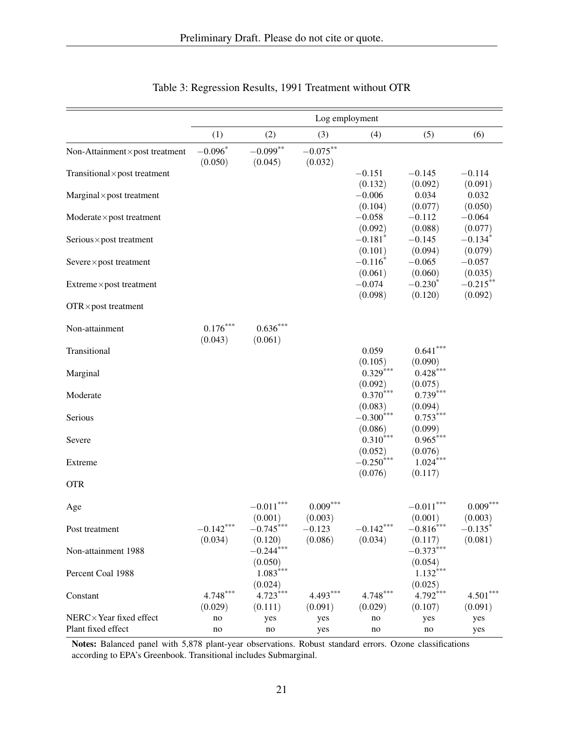Table 3: Regression Results, 1991 Treatment without OTR

| | Log employment | | | | | |
|---|---|---|---|---|---|---|
| | (1) | (2) | (3) | (4) | (5) | (6) |
| Non-Attainment×post treatment | $-0.096^{*}$ | $-0.099^{**}$ | $-0.075^{**}$ | | | |
| | (0.050) | (0.045) | (0.032) | | | |
| Transitional×post treatment | | | | $-0.151$ | $-0.145$ | $-0.114$ |
| | | | | (0.132) | (0.092) | (0.091) |
| Marginal×post treatment | | | | $-0.006$ | 0.034 | 0.032 |
| | | | | (0.104) | (0.077) | (0.050) |
| Moderate×post treatment | | | | $-0.058$ | $-0.112$ | $-0.064$ |
| | | | | (0.092) | (0.088) | (0.077) |
| Serious×post treatment | | | | $-0.181^{*}$ | $-0.145$ | $-0.134^{*}$ |
| | | | | (0.101) | (0.094) | (0.079) |
| Severe×post treatment | | | | $-0.116^{*}$ | $-0.065$ | $-0.057$ |
| | | | | (0.061) | (0.060) | (0.035) |
| Extreme×post treatment | | | | $-0.074$ | $-0.230^{*}$ | $-0.215^{**}$ |
| | | | | (0.098) | (0.120) | (0.092) |
| OTR×post treatment | | | | | | |
| Non-attainment | $0.176^{***}$ | $0.636^{***}$ | | | | |
| | (0.043) | (0.061) | | | | |
| Transitional | | | | 0.059 | $0.641^{***}$ | |
| | | | | (0.105) | (0.090) | |
| Marginal | | | | $0.329^{***}$ | $0.428^{***}$ | |
| | | | | (0.092) | (0.075) | |
| Moderate | | | | $0.370^{***}$ | $0.739^{***}$ | |
| | | | | (0.083) | (0.094) | |
| Serious | | | | $-0.300^{***}$ | $0.753^{***}$ | |
| | | | | (0.086) | (0.099) | |
| Severe | | | | $0.310^{***}$ | $0.965^{***}$ | |
| | | | | (0.052) | (0.076) | |
| Extreme | | | | $-0.250^{***}$ | $1.024^{***}$ | |
| | | | | (0.076) | (0.117) | |
| OTR | | | | | | |
| Age | | $-0.011^{***}$ | $0.009^{***}$ | | $-0.011^{***}$ | $0.009^{***}$ |
| | | (0.001) | (0.003) | | (0.001) | (0.003) |
| Post treatment | $-0.142^{***}$ | $-0.745^{***}$ | $-0.123$ | $-0.142^{***}$ | $-0.816^{***}$ | $-0.135^{*}$ |
| | (0.034) | (0.120) | (0.086) | (0.034) | (0.117) | (0.081) |
| Non-attainment 1988 | | $-0.244^{***}$ | | | $-0.373^{***}$ | |
| | | (0.050) | | | (0.054) | |
| Percent Coal 1988 | | $1.083^{***}$ | | | $1.132^{***}$ | |
| | | (0.024) | | | (0.025) | |
| Constant | $4.748^{***}$ | $4.723^{***}$ | $4.493^{***}$ | $4.748^{***}$ | $4.792^{***}$ | $4.501^{***}$ |
| | (0.029) | (0.111) | (0.091) | (0.029) | (0.107) | (0.091) |
| NERC×Year fixed effect | no | yes | yes | no | yes | yes |
| Plant fixed effect | no | no | yes | no | no | yes |

**Notes:** Balanced panel with 5,878 plant-year observations. Robust standard errors. Ozone classifications according to EPA's Greenbook. Transitional includes Submarginal.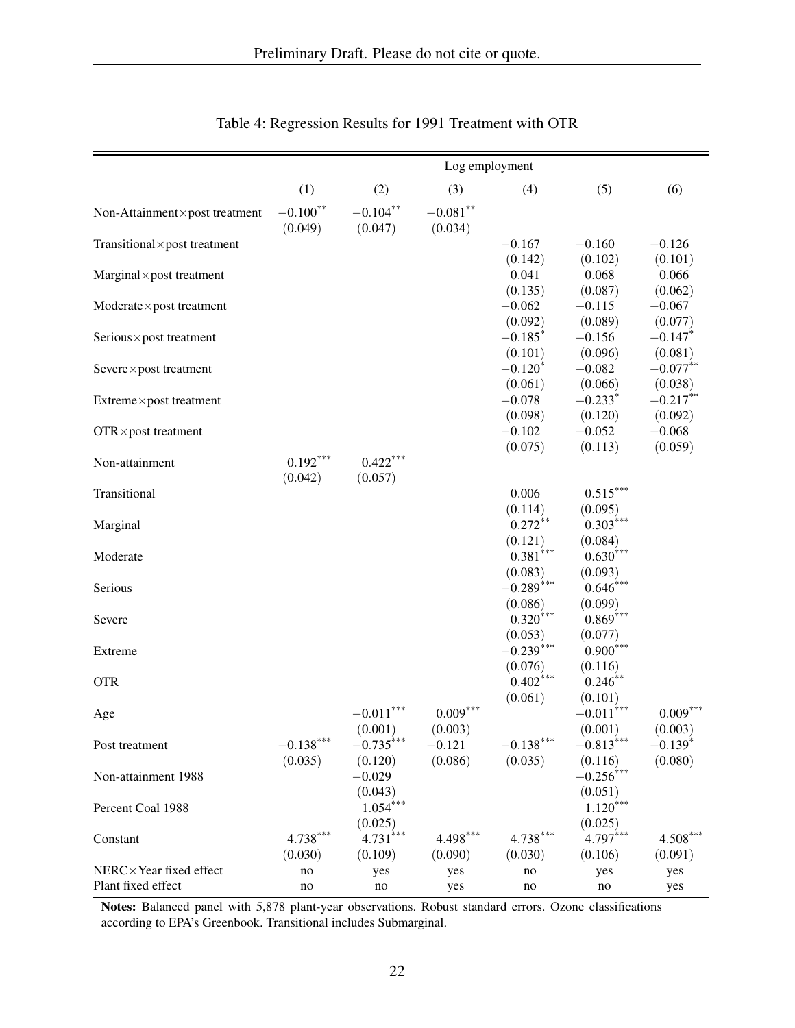Table 4: Regression Results for 1991 Treatment with OTR

| | Log employment | | | | | |
|---|---|---|---|---|---|---|
| | (1) | (2) | (3) | (4) | (5) | (6) |
| Non-Attainment×post treatment | $-0.100^{**}$ | $-0.104^{**}$ | $-0.081^{**}$ | | | |
| | (0.049) | (0.047) | (0.034) | | | |
| Transitional×post treatment | | | | $-0.167$ | $-0.160$ | $-0.126$ |
| | | | | (0.142) | (0.102) | (0.101) |
| Marginal×post treatment | | | | 0.041 | 0.068 | 0.066 |
| | | | | (0.135) | (0.087) | (0.062) |
| Moderate×post treatment | | | | $-0.062$ | $-0.115$ | $-0.067$ |
| | | | | (0.092) | (0.089) | (0.077) |
| Serious×post treatment | | | | $-0.185^{*}$ | $-0.156$ | $-0.147^{*}$ |
| | | | | (0.101) | (0.096) | (0.081) |
| Severe×post treatment | | | | $-0.120^{*}$ | $-0.082$ | $-0.077^{**}$ |
| | | | | (0.061) | (0.066) | (0.038) |
| Extreme×post treatment | | | | $-0.078$ | $-0.233^{*}$ | $-0.217^{**}$ |
| | | | | (0.098) | (0.120) | (0.092) |
| OTR×post treatment | | | | $-0.102$ | $-0.052$ | $-0.068$ |
| | | | | (0.075) | (0.113) | (0.059) |
| Non-attainment | $0.192^{***}$ | $0.422^{***}$ | | | | |
| | (0.042) | (0.057) | | | | |
| Transitional | | | | 0.006 | $0.515^{***}$ | |
| | | | | (0.114) | (0.095) | |
| Marginal | | | | $0.272^{**}$ | $0.303^{***}$ | |
| | | | | (0.121) | (0.084) | |
| Moderate | | | | $0.381^{***}$ | $0.630^{***}$ | |
| | | | | (0.083) | (0.093) | |
| Serious | | | | $-0.289^{***}$ | $0.646^{***}$ | |
| | | | | (0.086) | (0.099) | |
| Severe | | | | $0.320^{***}$ | $0.869^{***}$ | |
| | | | | (0.053) | (0.077) | |
| Extreme | | | | $-0.239^{***}$ | $0.900^{***}$ | |
| | | | | (0.076) | (0.116) | |
| OTR | | | | $0.402^{***}$ | $0.246^{**}$ | |
| | | | | (0.061) | (0.101) | |
| Age | | $-0.011^{***}$ | $0.009^{***}$ | | $-0.011^{***}$ | $0.009^{***}$ |
| | | (0.001) | (0.003) | | (0.001) | (0.003) |
| Post treatment | $-0.138^{***}$ | $-0.735^{***}$ | $-0.121$ | $-0.138^{***}$ | $-0.813^{***}$ | $-0.139^{*}$ |
| | (0.035) | (0.120) | (0.086) | (0.035) | (0.116) | (0.080) |
| Non-attainment 1988 | | $-0.029$ | | | $-0.256^{***}$ | |
| | | (0.043) | | | (0.051) | |
| Percent Coal 1988 | | $1.054^{***}$ | | | $1.120^{***}$ | |
| | | (0.025) | | | (0.025) | |
| Constant | $4.738^{***}$ | $4.731^{***}$ | $4.498^{***}$ | $4.738^{***}$ | $4.797^{***}$ | $4.508^{***}$ |
| | (0.030) | (0.109) | (0.090) | (0.030) | (0.106) | (0.091) |
| NERC×Year fixed effect | no | yes | yes | no | yes | yes |
| Plant fixed effect | no | no | yes | no | no | yes |

**Notes:** Balanced panel with 5,878 plant-year observations. Robust standard errors. Ozone classifications according to EPA's Greenbook. Transitional includes Submarginal.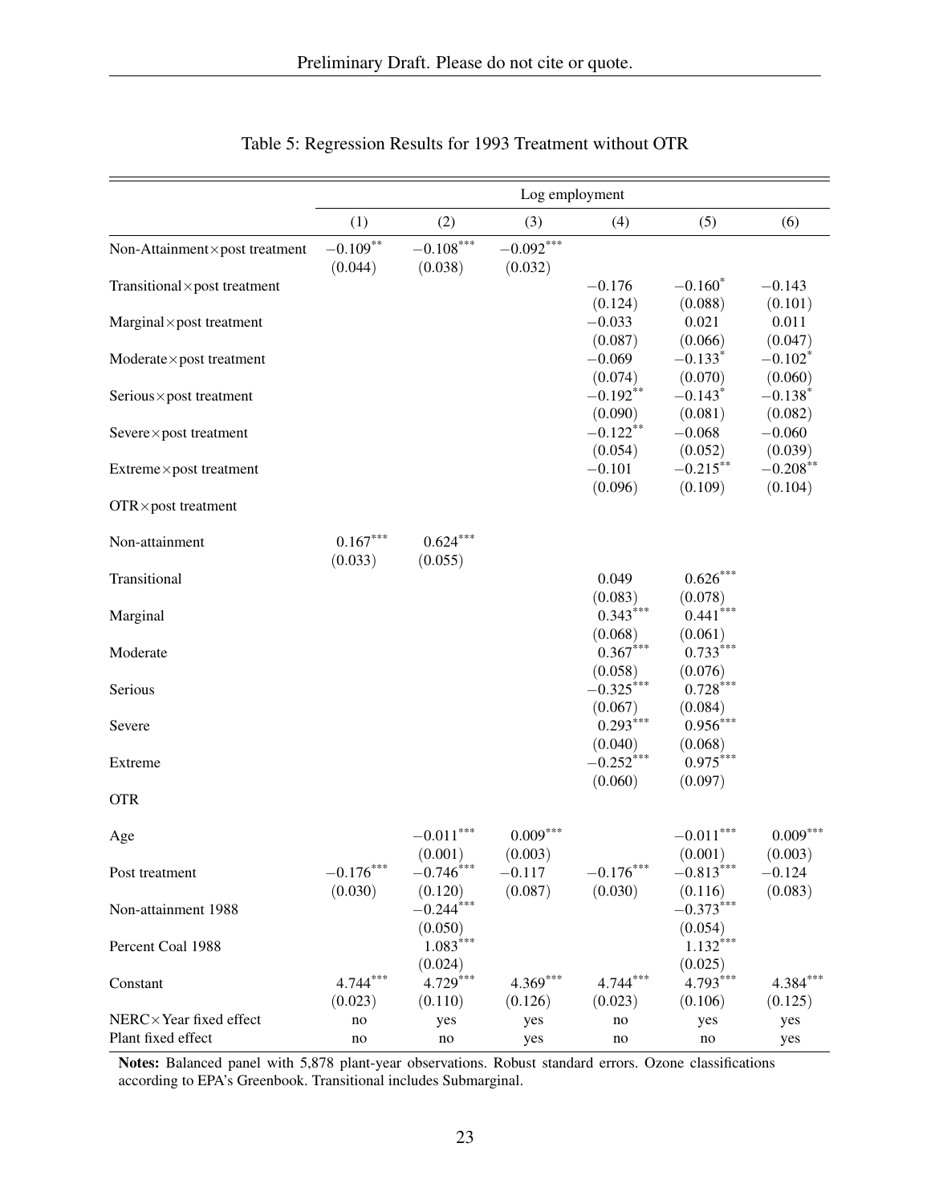Table 5: Regression Results for 1993 Treatment without OTR

| | Log employment | | | | | |
|---|---|---|---|---|---|---|
| | (1) | (2) | (3) | (4) | (5) | (6) |
| Non-Attainment×post treatment | $-0.109^{**}$ | $-0.108^{***}$ | $-0.092^{***}$ | | | |
| | (0.044) | (0.038) | (0.032) | | | |
| Transitional×post treatment | | | | $-0.176$ | $-0.160^{*}$ | $-0.143$ |
| | | | | (0.124) | (0.088) | (0.101) |
| Marginal×post treatment | | | | $-0.033$ | 0.021 | 0.011 |
| | | | | (0.087) | (0.066) | (0.047) |
| Moderate×post treatment | | | | $-0.069$ | $-0.133^{*}$ | $-0.102^{*}$ |
| | | | | (0.074) | (0.070) | (0.060) |
| Serious×post treatment | | | | $-0.192^{**}$ | $-0.143^{*}$ | $-0.138^{*}$ |
| | | | | (0.090) | (0.081) | (0.082) |
| Severe×post treatment | | | | $-0.122^{**}$ | $-0.068$ | $-0.060$ |
| | | | | (0.054) | (0.052) | (0.039) |
| Extreme×post treatment | | | | $-0.101$ | $-0.215^{**}$ | $-0.208^{**}$ |
| | | | | (0.096) | (0.109) | (0.104) |
| OTR×post treatment | | | | | | |
| Non-attainment | $0.167^{***}$ | $0.624^{***}$ | | | | |
| | (0.033) | (0.055) | | | | |
| Transitional | | | | 0.049 | $0.626^{***}$ | |
| | | | | (0.083) | (0.078) | |
| Marginal | | | | $0.343^{***}$ | $0.441^{***}$ | |
| | | | | (0.068) | (0.061) | |
| Moderate | | | | $0.367^{***}$ | $0.733^{***}$ | |
| | | | | (0.058) | (0.076) | |
| Serious | | | | $-0.325^{***}$ | $0.728^{***}$ | |
| | | | | (0.067) | (0.084) | |
| Severe | | | | $0.293^{***}$ | $0.956^{***}$ | |
| | | | | (0.040) | (0.068) | |
| Extreme | | | | $-0.252^{***}$ | $0.975^{***}$ | |
| | | | | (0.060) | (0.097) | |
| OTR | | | | | | |
| Age | | $-0.011^{***}$ | $0.009^{***}$ | | $-0.011^{***}$ | $0.009^{***}$ |
| | | (0.001) | (0.003) | | (0.001) | (0.003) |
| Post treatment | $-0.176^{***}$ | $-0.746^{***}$ | $-0.117$ | $-0.176^{***}$ | $-0.813^{***}$ | $-0.124$ |
| | (0.030) | (0.120) | (0.087) | (0.030) | (0.116) | (0.083) |
| Non-attainment 1988 | | $-0.244^{***}$ | | | $-0.373^{***}$ | |
| | | (0.050) | | | (0.054) | |
| Percent Coal 1988 | | $1.083^{***}$ | | | $1.132^{***}$ | |
| | | (0.024) | | | (0.025) | |
| Constant | $4.744^{***}$ | $4.729^{***}$ | $4.369^{***}$ | $4.744^{***}$ | $4.793^{***}$ | $4.384^{***}$ |
| | (0.023) | (0.110) | (0.126) | (0.023) | (0.106) | (0.125) |
| NERC×Year fixed effect | no | yes | yes | no | yes | yes |
| Plant fixed effect | no | no | yes | no | no | yes |

**Notes:** Balanced panel with 5,878 plant-year observations. Robust standard errors. Ozone classifications according to EPA's Greenbook. Transitional includes Submarginal.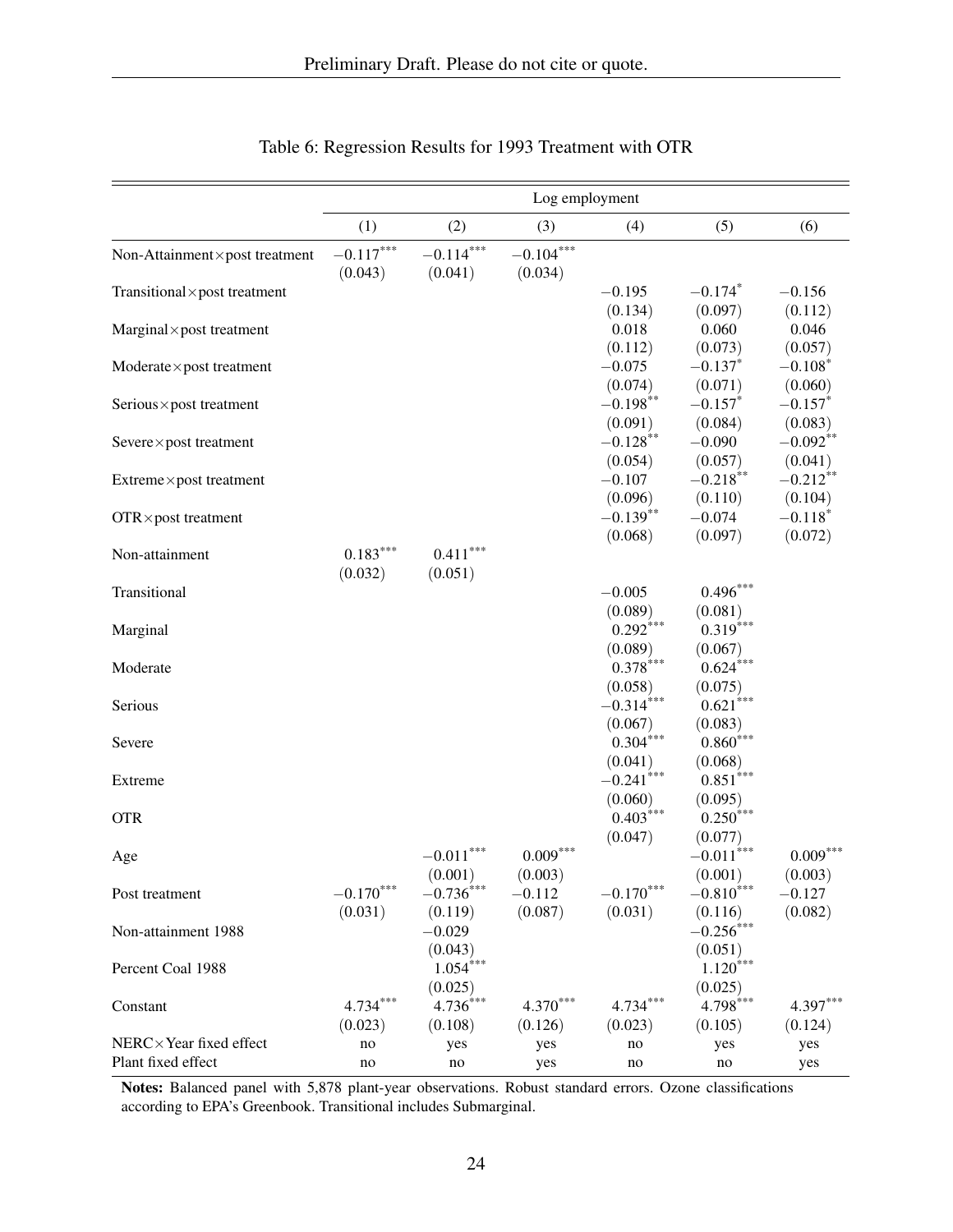Table 6: Regression Results for 1993 Treatment with OTR

| | Log employment | | | | | |
|---|---|---|---|---|---|---|
| | (1) | (2) | (3) | (4) | (5) | (6) |
| Non-Attainment×post treatment | $-0.117^{***}$ | $-0.114^{***}$ | $-0.104^{***}$ | | | |
| | (0.043) | (0.041) | (0.034) | | | |
| Transitional×post treatment | | | | $-0.195$ | $-0.174^{*}$ | $-0.156$ |
| | | | | (0.134) | (0.097) | (0.112) |
| Marginal×post treatment | | | | 0.018 | 0.060 | 0.046 |
| | | | | (0.112) | (0.073) | (0.057) |
| Moderate×post treatment | | | | $-0.075$ | $-0.137^{*}$ | $-0.108^{*}$ |
| | | | | (0.074) | (0.071) | (0.060) |
| Serious×post treatment | | | | $-0.198^{**}$ | $-0.157^{*}$ | $-0.157^{*}$ |
| | | | | (0.091) | (0.084) | (0.083) |
| Severe×post treatment | | | | $-0.128^{**}$ | $-0.090$ | $-0.092^{**}$ |
| | | | | (0.054) | (0.057) | (0.041) |
| Extreme×post treatment | | | | $-0.107$ | $-0.218^{**}$ | $-0.212^{**}$ |
| | | | | (0.096) | (0.110) | (0.104) |
| OTR×post treatment | | | | $-0.139^{**}$ | $-0.074$ | $-0.118^{*}$ |
| | | | | (0.068) | (0.097) | (0.072) |
| Non-attainment | $0.183^{***}$ | $0.411^{***}$ | | | | |
| | (0.032) | (0.051) | | | | |
| Transitional | | | | $-0.005$ | $0.496^{***}$ | |
| | | | | (0.089) | (0.081) | |
| Marginal | | | | $0.292^{***}$ | $0.319^{***}$ | |
| | | | | (0.089) | (0.067) | |
| Moderate | | | | $0.378^{***}$ | $0.624^{***}$ | |
| | | | | (0.058) | (0.075) | |
| Serious | | | | $-0.314^{***}$ | $0.621^{***}$ | |
| | | | | (0.067) | (0.083) | |
| Severe | | | | $0.304^{***}$ | $0.860^{***}$ | |
| | | | | (0.041) | (0.068) | |
| Extreme | | | | $-0.241^{***}$ | $0.851^{***}$ | |
| | | | | (0.060) | (0.095) | |
| OTR | | | | $0.403^{***}$ | $0.250^{***}$ | |
| | | | | (0.047) | (0.077) | |
| Age | | $-0.011^{***}$ | $0.009^{***}$ | | $-0.011^{***}$ | $0.009^{***}$ |
| | | (0.001) | (0.003) | | (0.001) | (0.003) |
| Post treatment | $-0.170^{***}$ | $-0.736^{***}$ | $-0.112$ | $-0.170^{***}$ | $-0.810^{***}$ | $-0.127$ |
| | (0.031) | (0.119) | (0.087) | (0.031) | (0.116) | (0.082) |
| Non-attainment 1988 | | $-0.029$ | | | $-0.256^{***}$ | |
| | | (0.043) | | | (0.051) | |
| Percent Coal 1988 | | $1.054^{***}$ | | | $1.120^{***}$ | |
| | | (0.025) | | | (0.025) | |
| Constant | $4.734^{***}$ | $4.736^{***}$ | $4.370^{***}$ | $4.734^{***}$ | $4.798^{***}$ | $4.397^{***}$ |
| | (0.023) | (0.108) | (0.126) | (0.023) | (0.105) | (0.124) |
| NERC×Year fixed effect | no | yes | yes | no | yes | yes |
| Plant fixed effect | no | no | yes | no | no | yes |

**Notes:** Balanced panel with 5,878 plant-year observations. Robust standard errors. Ozone classifications according to EPA's Greenbook. Transitional includes Submarginal.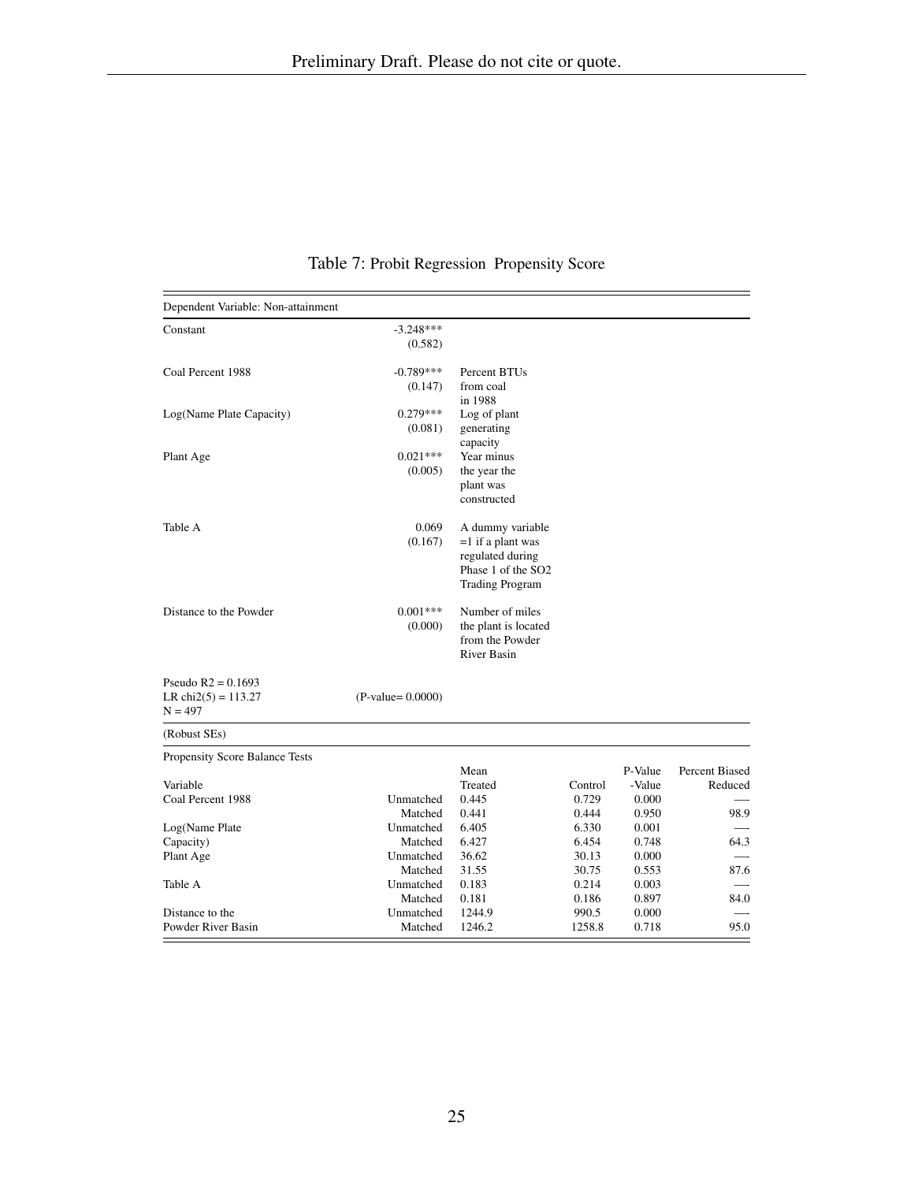Table 7: Probit Regression Propensity Score

| Dependent Variable: Non-attainment | | |
|---|---|---|
| Constant | -3.248*** (0.582) | |
| Coal Percent 1988 | -0.789*** (0.147) | Percent BTUs from coal in 1988 |
| Log(Name Plate Capacity) | 0.279*** (0.081) | Log of plant generating capacity |
| Plant Age | 0.021*** (0.005) | Year minus the year the plant was constructed |
| Table A | 0.069 (0.167) | A dummy variable =1 if a plant was regulated during Phase 1 of the SO2 Trading Program |
| Distance to the Powder | 0.001*** (0.000) | Number of miles the plant is located from the Powder River Basin |
| Pseudo R2 = 0.1693<br>LR chi2(5) = 113.27<br>N = 497 | (P-value= 0.0000) | |
| (Robust SEs) | | |

Propensity Score Balance Tests

| Variable | | Mean Treated | Control | P-Value -Value | Percent Biased Reduced |
|---|---|---|---|---|---|
| Coal Percent 1988 | Unmatched | 0.445 | 0.729 | 0.000 | — |
| | Matched | 0.441 | 0.444 | 0.950 | 98.9 |
| Log(Name Plate Capacity) | Unmatched | 6.405 | 6.330 | 0.001 | — |
| | Matched | 6.427 | 6.454 | 0.748 | 64.3 |
| Plant Age | Unmatched | 36.62 | 30.13 | 0.000 | — |
| | Matched | 31.55 | 30.75 | 0.553 | 87.6 |
| Table A | Unmatched | 0.183 | 0.214 | 0.003 | — |
| | Matched | 0.181 | 0.186 | 0.897 | 84.0 |
| Distance to the Powder River Basin | Unmatched | 1244.9 | 990.5 | 0.000 | — |
| | Matched | 1246.2 | 1258.8 | 0.718 | 95.0 |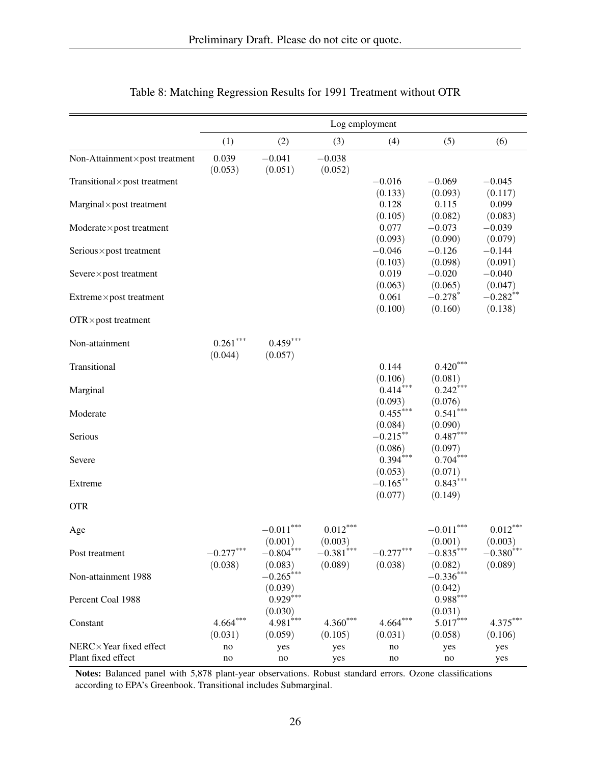Table 8: Matching Regression Results for 1991 Treatment without OTR

| | Log employment | | | | | |
|---|---|---|---|---|---|---|
| | (1) | (2) | (3) | (4) | (5) | (6) |
| Non-Attainment×post treatment | 0.039 | −0.041 | −0.038 | | | |
| | (0.053) | (0.051) | (0.052) | | | |
| Transitional×post treatment | | | | −0.016 | −0.069 | −0.045 |
| | | | | (0.133) | (0.093) | (0.117) |
| Marginal×post treatment | | | | 0.128 | 0.115 | 0.099 |
| | | | | (0.105) | (0.082) | (0.083) |
| Moderate×post treatment | | | | 0.077 | −0.073 | −0.039 |
| | | | | (0.093) | (0.090) | (0.079) |
| Serious×post treatment | | | | −0.046 | −0.126 | −0.144 |
| | | | | (0.103) | (0.098) | (0.091) |
| Severe×post treatment | | | | 0.019 | −0.020 | −0.040 |
| | | | | (0.063) | (0.065) | (0.047) |
| Extreme×post treatment | | | | 0.061 | $-0.278^{*}$ | $-0.282^{**}$ |
| | | | | (0.100) | (0.160) | (0.138) |
| OTR×post treatment | | | | | | |
| Non-attainment | $0.261^{***}$ | $0.459^{***}$ | | | | |
| | (0.044) | (0.057) | | | | |
| Transitional | | | | 0.144 | $0.420^{***}$ | |
| | | | | (0.106) | (0.081) | |
| Marginal | | | | $0.414^{***}$ | $0.242^{***}$ | |
| | | | | (0.093) | (0.076) | |
| Moderate | | | | $0.455^{***}$ | $0.541^{***}$ | |
| | | | | (0.084) | (0.090) | |
| Serious | | | | $-0.215^{**}$ | $0.487^{***}$ | |
| | | | | (0.086) | (0.097) | |
| Severe | | | | $0.394^{***}$ | $0.704^{***}$ | |
| | | | | (0.053) | (0.071) | |
| Extreme | | | | $-0.165^{**}$ | $0.843^{***}$ | |
| | | | | (0.077) | (0.149) | |
| OTR | | | | | | |
| Age | | $-0.011^{***}$ | $0.012^{***}$ | | $-0.011^{***}$ | $0.012^{***}$ |
| | | (0.001) | (0.003) | | (0.001) | (0.003) |
| Post treatment | $-0.277^{***}$ | $-0.804^{***}$ | $-0.381^{***}$ | $-0.277^{***}$ | $-0.835^{***}$ | $-0.380^{***}$ |
| | (0.038) | (0.083) | (0.089) | (0.038) | (0.082) | (0.089) |
| Non-attainment 1988 | | $-0.265^{***}$ | | | $-0.336^{***}$ | |
| | | (0.039) | | | (0.042) | |
| Percent Coal 1988 | | $0.929^{***}$ | | | $0.988^{***}$ | |
| | | (0.030) | | | (0.031) | |
| Constant | $4.664^{***}$ | $4.981^{***}$ | $4.360^{***}$ | $4.664^{***}$ | $5.017^{***}$ | $4.375^{***}$ |
| | (0.031) | (0.059) | (0.105) | (0.031) | (0.058) | (0.106) |
| NERC×Year fixed effect | no | yes | yes | no | yes | yes |
| Plant fixed effect | no | no | yes | no | no | yes |

**Notes:** Balanced panel with 5,878 plant-year observations. Robust standard errors. Ozone classifications according to EPA's Greenbook. Transitional includes Submarginal.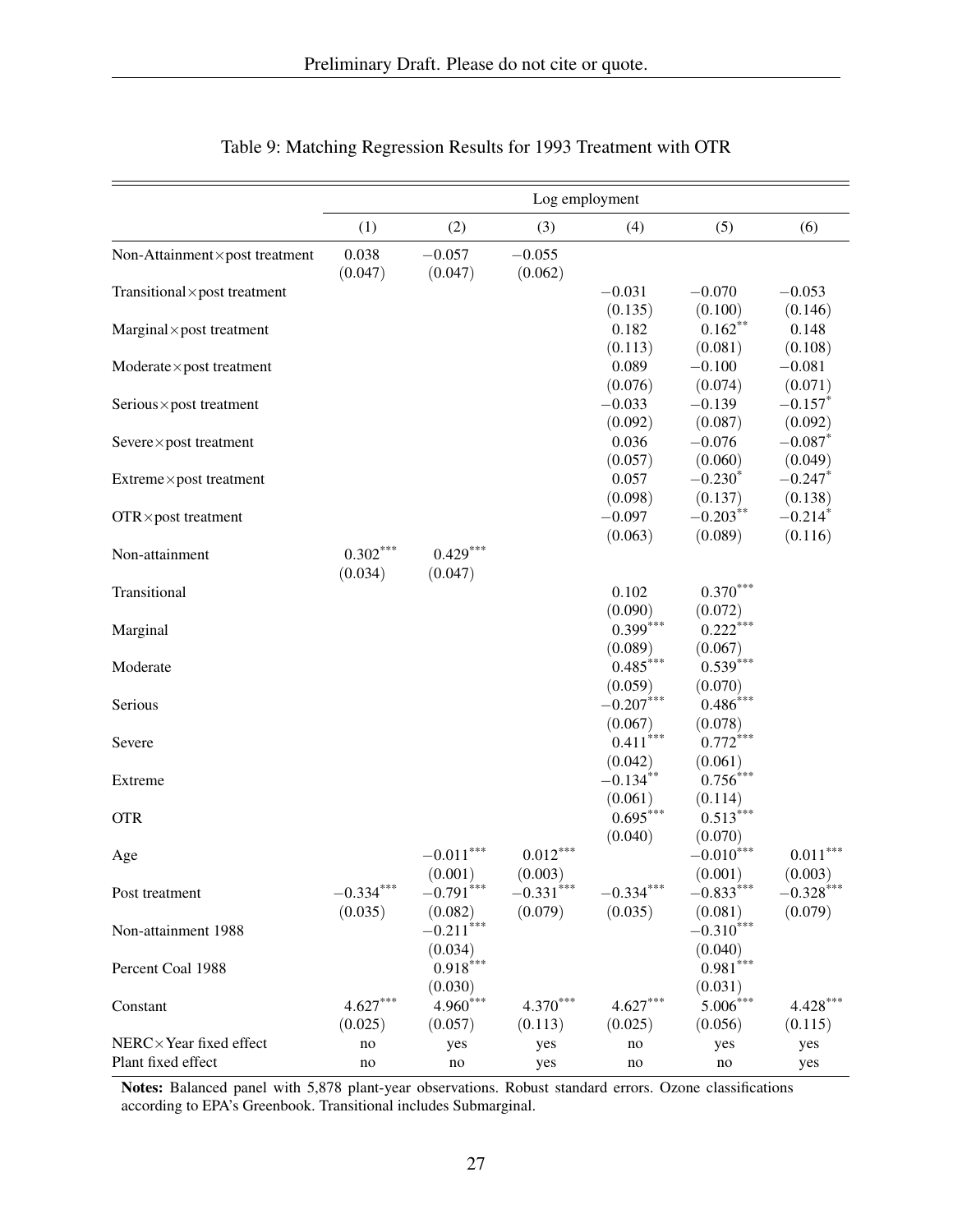Table 9: Matching Regression Results for 1993 Treatment with OTR

| | Log employment | | | | | |
|---|---|---|---|---|---|---|
| | (1) | (2) | (3) | (4) | (5) | (6) |
| Non-Attainment×post treatment | 0.038 | −0.057 | −0.055 | | | |
| | (0.047) | (0.047) | (0.062) | | | |
| Transitional×post treatment | | | | −0.031 | −0.070 | −0.053 |
| | | | | (0.135) | (0.100) | (0.146) |
| Marginal×post treatment | | | | 0.182 | $0.162^{**}$ | 0.148 |
| | | | | (0.113) | (0.081) | (0.108) |
| Moderate×post treatment | | | | 0.089 | −0.100 | −0.081 |
| | | | | (0.076) | (0.074) | (0.071) |
| Serious×post treatment | | | | −0.033 | −0.139 | $-0.157^{*}$ |
| | | | | (0.092) | (0.087) | (0.092) |
| Severe×post treatment | | | | 0.036 | −0.076 | $-0.087^{*}$ |
| | | | | (0.057) | (0.060) | (0.049) |
| Extreme×post treatment | | | | 0.057 | $-0.230^{*}$ | $-0.247^{*}$ |
| | | | | (0.098) | (0.137) | (0.138) |
| OTR×post treatment | | | | −0.097 | $-0.203^{**}$ | $-0.214^{*}$ |
| | | | | (0.063) | (0.089) | (0.116) |
| Non-attainment | $0.302^{***}$ | $0.429^{***}$ | | | | |
| | (0.034) | (0.047) | | | | |
| Transitional | | | | 0.102 | $0.370^{***}$ | |
| | | | | (0.090) | (0.072) | |
| Marginal | | | | $0.399^{***}$ | $0.222^{***}$ | |
| | | | | (0.089) | (0.067) | |
| Moderate | | | | $0.485^{***}$ | $0.539^{***}$ | |
| | | | | (0.059) | (0.070) | |
| Serious | | | | $-0.207^{***}$ | $0.486^{***}$ | |
| | | | | (0.067) | (0.078) | |
| Severe | | | | $0.411^{***}$ | $0.772^{***}$ | |
| | | | | (0.042) | (0.061) | |
| Extreme | | | | $-0.134^{**}$ | $0.756^{***}$ | |
| | | | | (0.061) | (0.114) | |
| OTR | | | | $0.695^{***}$ | $0.513^{***}$ | |
| | | | | (0.040) | (0.070) | |
| Age | | $-0.011^{***}$ | $0.012^{***}$ | | $-0.010^{***}$ | $0.011^{***}$ |
| | | (0.001) | (0.003) | | (0.001) | (0.003) |
| Post treatment | $-0.334^{***}$ | $-0.791^{***}$ | $-0.331^{***}$ | $-0.334^{***}$ | $-0.833^{***}$ | $-0.328^{***}$ |
| | (0.035) | (0.082) | (0.079) | (0.035) | (0.081) | (0.079) |
| Non-attainment 1988 | | $-0.211^{***}$ | | | $-0.310^{***}$ | |
| | | (0.034) | | | (0.040) | |
| Percent Coal 1988 | | $0.918^{***}$ | | | $0.981^{***}$ | |
| | | (0.030) | | | (0.031) | |
| Constant | $4.627^{***}$ | $4.960^{***}$ | $4.370^{***}$ | $4.627^{***}$ | $5.006^{***}$ | $4.428^{***}$ |
| | (0.025) | (0.057) | (0.113) | (0.025) | (0.056) | (0.115) |
| NERC×Year fixed effect | no | yes | yes | no | yes | yes |
| Plant fixed effect | no | no | yes | no | no | yes |

**Notes:** Balanced panel with 5,878 plant-year observations. Robust standard errors. Ozone classifications according to EPA's Greenbook. Transitional includes Submarginal.